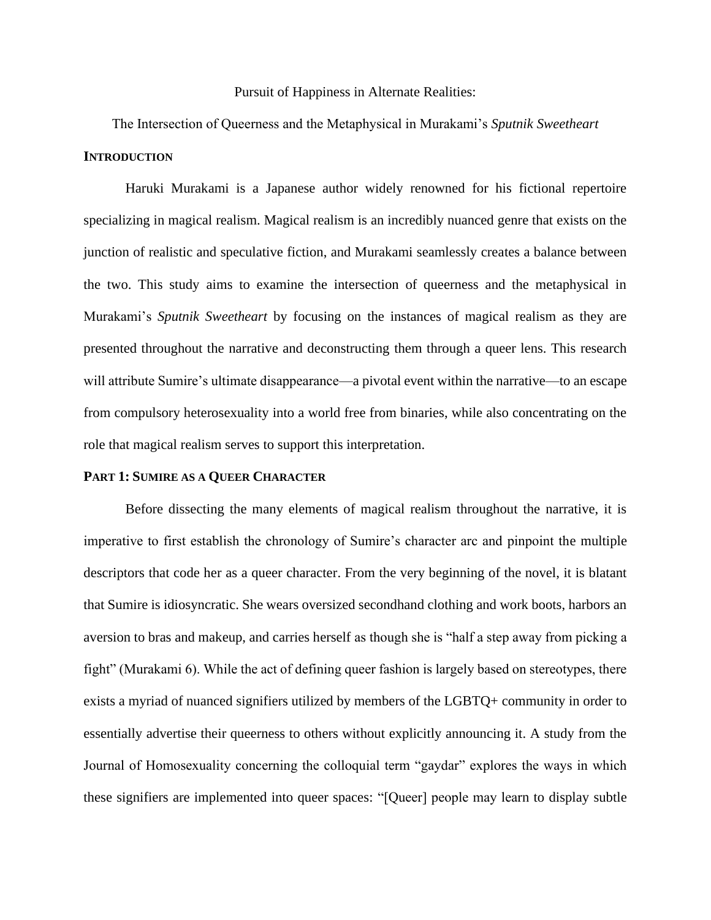# Pursuit of Happiness in Alternate Realities:

# The Intersection of Queerness and the Metaphysical in Murakami's *Sputnik Sweetheart*

## INTRODUCTION

Haruki Murakami is a Japanese author widely renowned for his fictional repertoire specializing in magical realism. Magical realism is an incredibly nuanced genre that exists on the junction of realistic and speculative fiction, and Murakami seamlessly creates a balance between the two. This study aims to examine the intersection of queerness and the metaphysical in Murakami's *Sputnik Sweetheart* by focusing on the instances of magical realism as they are presented throughout the narrative and deconstructing them through a queer lens. This research will attribute Sumire's ultimate disappearance—a pivotal event within the narrative—to an escape from compulsory heterosexuality into a world free from binaries, while also concentrating on the role that magical realism serves to support this interpretation.

## PART 1: SUMIRE AS A QUEER CHARACTER

Before dissecting the many elements of magical realism throughout the narrative, it is imperative to first establish the chronology of Sumire's character arc and pinpoint the multiple descriptors that code her as a queer character. From the very beginning of the novel, it is blatant that Sumire is idiosyncratic. She wears oversized secondhand clothing and work boots, harbors an aversion to bras and makeup, and carries herself as though she is "half a step away from picking a fight" (Murakami 6). While the act of defining queer fashion is largely based on stereotypes, there exists a myriad of nuanced signifiers utilized by members of the LGBTQ+ community in order to essentially advertise their queerness to others without explicitly announcing it. A study from the Journal of Homosexuality concerning the colloquial term "gaydar" explores the ways in which these signifiers are implemented into queer spaces: "[Queer] people may learn to display subtle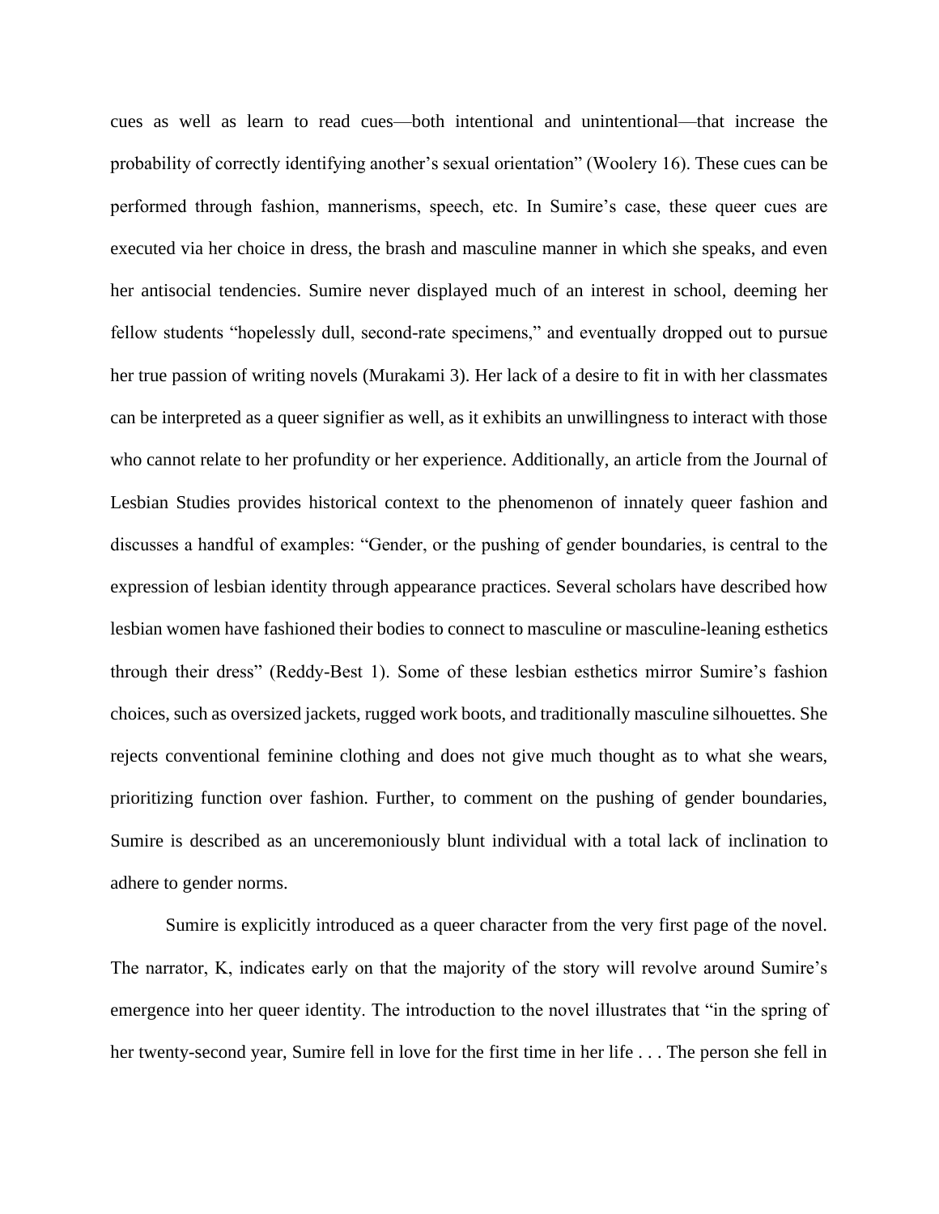cues as well as learn to read cues—both intentional and unintentional—that increase the probability of correctly identifying another's sexual orientation" (Woolery 16). These cues can be performed through fashion, mannerisms, speech, etc. In Sumire's case, these queer cues are executed via her choice in dress, the brash and masculine manner in which she speaks, and even her antisocial tendencies. Sumire never displayed much of an interest in school, deeming her fellow students "hopelessly dull, second-rate specimens," and eventually dropped out to pursue her true passion of writing novels (Murakami 3). Her lack of a desire to fit in with her classmates can be interpreted as a queer signifier as well, as it exhibits an unwillingness to interact with those who cannot relate to her profundity or her experience. Additionally, an article from the Journal of Lesbian Studies provides historical context to the phenomenon of innately queer fashion and discusses a handful of examples: "Gender, or the pushing of gender boundaries, is central to the expression of lesbian identity through appearance practices. Several scholars have described how lesbian women have fashioned their bodies to connect to masculine or masculine-leaning esthetics through their dress" (Reddy-Best 1). Some of these lesbian esthetics mirror Sumire's fashion choices, such as oversized jackets, rugged work boots, and traditionally masculine silhouettes. She rejects conventional feminine clothing and does not give much thought as to what she wears, prioritizing function over fashion. Further, to comment on the pushing of gender boundaries, Sumire is described as an unceremoniously blunt individual with a total lack of inclination to adhere to gender norms.

Sumire is explicitly introduced as a queer character from the very first page of the novel. The narrator, K, indicates early on that the majority of the story will revolve around Sumire's emergence into her queer identity. The introduction to the novel illustrates that "in the spring of her twenty-second year, Sumire fell in love for the first time in her life . . . The person she fell in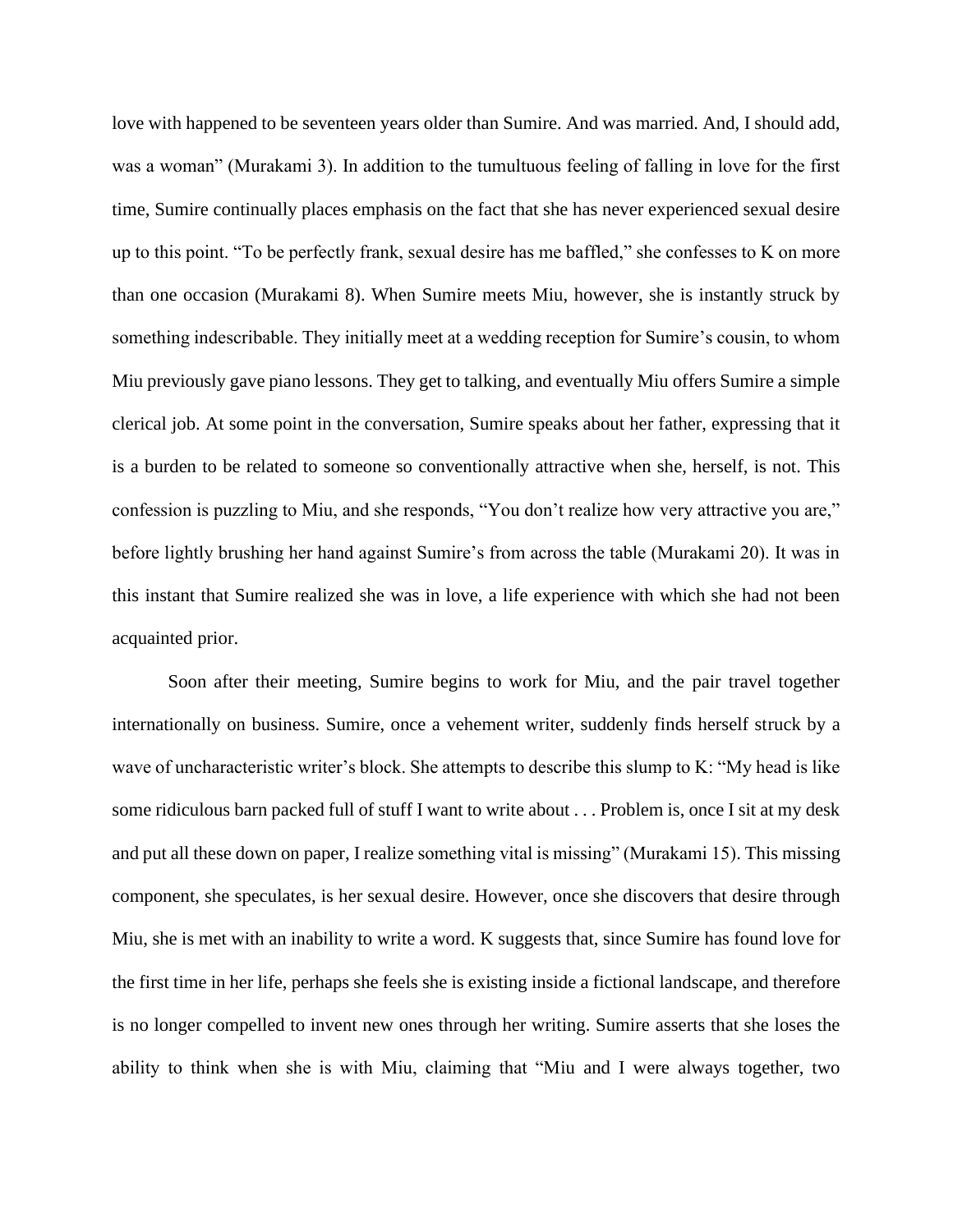love with happened to be seventeen years older than Sumire. And was married. And, I should add, was a woman" (Murakami 3). In addition to the tumultuous feeling of falling in love for the first time, Sumire continually places emphasis on the fact that she has never experienced sexual desire up to this point. "To be perfectly frank, sexual desire has me baffled," she confesses to K on more than one occasion (Murakami 8). When Sumire meets Miu, however, she is instantly struck by something indescribable. They initially meet at a wedding reception for Sumire's cousin, to whom Miu previously gave piano lessons. They get to talking, and eventually Miu offers Sumire a simple clerical job. At some point in the conversation, Sumire speaks about her father, expressing that it is a burden to be related to someone so conventionally attractive when she, herself, is not. This confession is puzzling to Miu, and she responds, "You don't realize how very attractive you are," before lightly brushing her hand against Sumire's from across the table (Murakami 20). It was in this instant that Sumire realized she was in love, a life experience with which she had not been acquainted prior.

Soon after their meeting, Sumire begins to work for Miu, and the pair travel together internationally on business. Sumire, once a vehement writer, suddenly finds herself struck by a wave of uncharacteristic writer's block. She attempts to describe this slump to K: "My head is like some ridiculous barn packed full of stuff I want to write about . . . Problem is, once I sit at my desk and put all these down on paper, I realize something vital is missing" (Murakami 15). This missing component, she speculates, is her sexual desire. However, once she discovers that desire through Miu, she is met with an inability to write a word. K suggests that, since Sumire has found love for the first time in her life, perhaps she feels she is existing inside a fictional landscape, and therefore is no longer compelled to invent new ones through her writing. Sumire asserts that she loses the ability to think when she is with Miu, claiming that "Miu and I were always together, two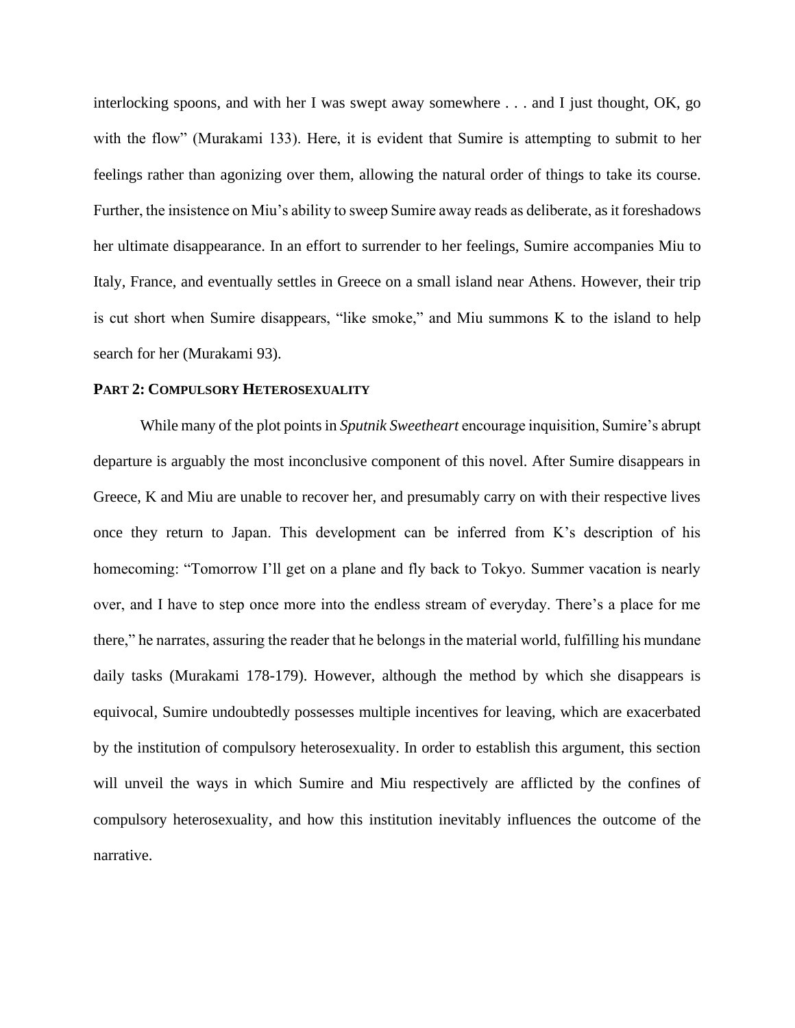interlocking spoons, and with her I was swept away somewhere . . . and I just thought, OK, go with the flow" (Murakami 133). Here, it is evident that Sumire is attempting to submit to her feelings rather than agonizing over them, allowing the natural order of things to take its course. Further, the insistence on Miu's ability to sweep Sumire away reads as deliberate, as it foreshadows her ultimate disappearance. In an effort to surrender to her feelings, Sumire accompanies Miu to Italy, France, and eventually settles in Greece on a small island near Athens. However, their trip is cut short when Sumire disappears, "like smoke," and Miu summons K to the island to help search for her (Murakami 93).

**PART 2: COMPULSORY HETEROSEXUALITY**

While many of the plot points in *Sputnik Sweetheart* encourage inquisition, Sumire's abrupt departure is arguably the most inconclusive component of this novel. After Sumire disappears in Greece, K and Miu are unable to recover her, and presumably carry on with their respective lives once they return to Japan. This development can be inferred from K's description of his homecoming: "Tomorrow I'll get on a plane and fly back to Tokyo. Summer vacation is nearly over, and I have to step once more into the endless stream of everyday. There's a place for me there," he narrates, assuring the reader that he belongs in the material world, fulfilling his mundane daily tasks (Murakami 178-179). However, although the method by which she disappears is equivocal, Sumire undoubtedly possesses multiple incentives for leaving, which are exacerbated by the institution of compulsory heterosexuality. In order to establish this argument, this section will unveil the ways in which Sumire and Miu respectively are afflicted by the confines of compulsory heterosexuality, and how this institution inevitably influences the outcome of the narrative.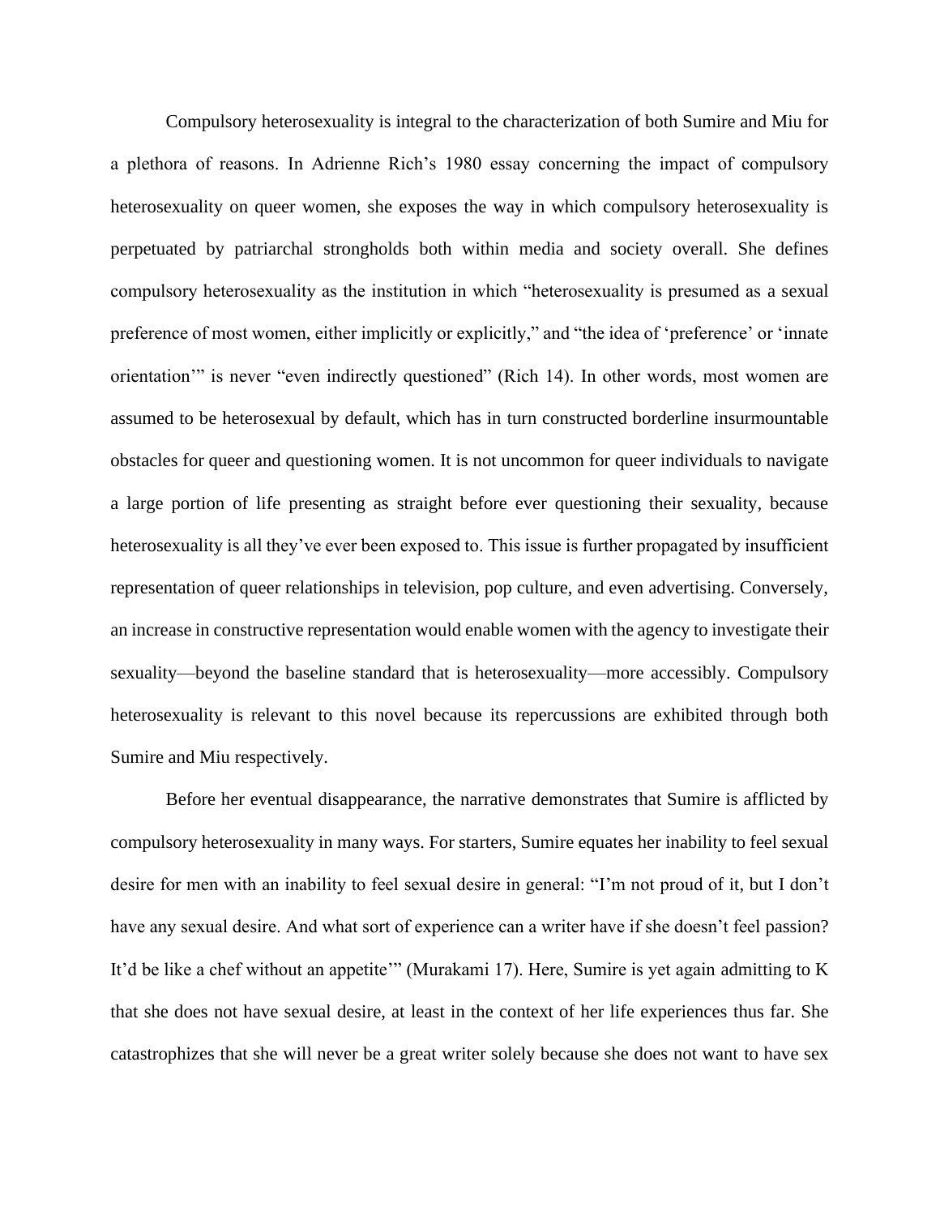Compulsory heterosexuality is integral to the characterization of both Sumire and Miu for a plethora of reasons. In Adrienne Rich's 1980 essay concerning the impact of compulsory heterosexuality on queer women, she exposes the way in which compulsory heterosexuality is perpetuated by patriarchal strongholds both within media and society overall. She defines compulsory heterosexuality as the institution in which "heterosexuality is presumed as a sexual preference of most women, either implicitly or explicitly," and "the idea of 'preference' or 'innate orientation'" is never "even indirectly questioned" (Rich 14). In other words, most women are assumed to be heterosexual by default, which has in turn constructed borderline insurmountable obstacles for queer and questioning women. It is not uncommon for queer individuals to navigate a large portion of life presenting as straight before ever questioning their sexuality, because heterosexuality is all they've ever been exposed to. This issue is further propagated by insufficient representation of queer relationships in television, pop culture, and even advertising. Conversely, an increase in constructive representation would enable women with the agency to investigate their sexuality—beyond the baseline standard that is heterosexuality—more accessibly. Compulsory heterosexuality is relevant to this novel because its repercussions are exhibited through both Sumire and Miu respectively.

Before her eventual disappearance, the narrative demonstrates that Sumire is afflicted by compulsory heterosexuality in many ways. For starters, Sumire equates her inability to feel sexual desire for men with an inability to feel sexual desire in general: "I'm not proud of it, but I don't have any sexual desire. And what sort of experience can a writer have if she doesn't feel passion? It'd be like a chef without an appetite'" (Murakami 17). Here, Sumire is yet again admitting to K that she does not have sexual desire, at least in the context of her life experiences thus far. She catastrophizes that she will never be a great writer solely because she does not want to have sex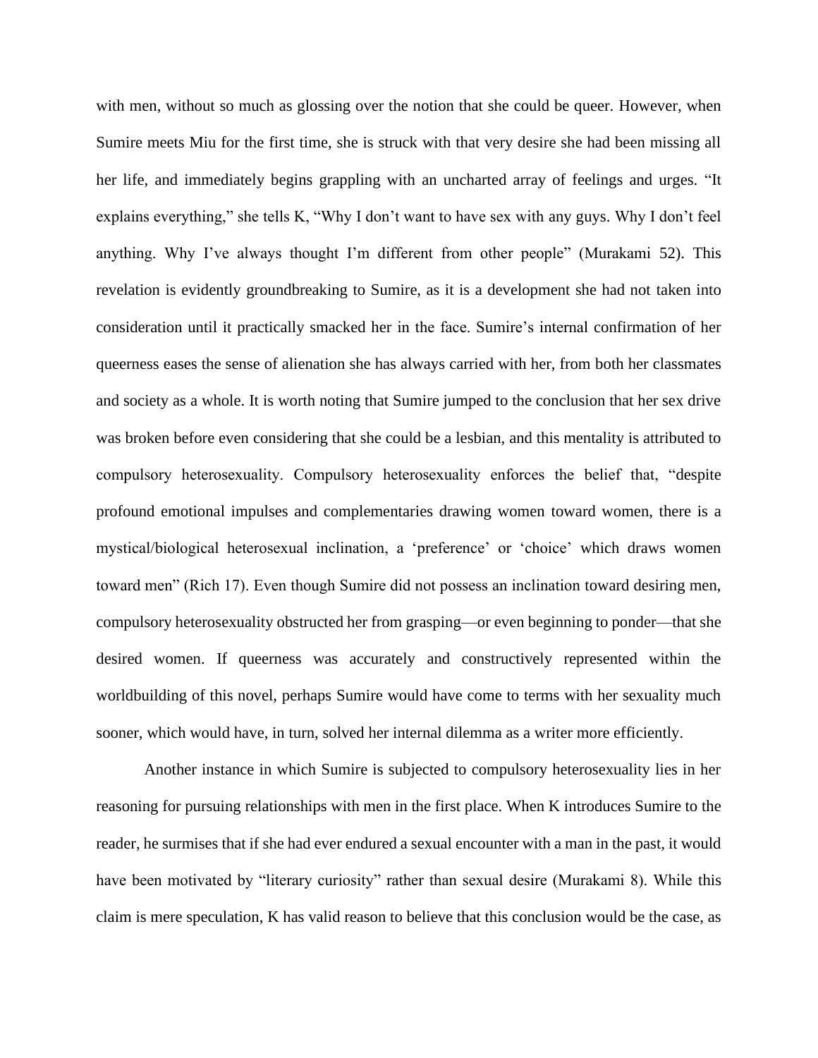with men, without so much as glossing over the notion that she could be queer. However, when Sumire meets Miu for the first time, she is struck with that very desire she had been missing all her life, and immediately begins grappling with an uncharted array of feelings and urges. “It explains everything,” she tells K, “Why I don’t want to have sex with any guys. Why I don’t feel anything. Why I’ve always thought I’m different from other people” (Murakami 52). This revelation is evidently groundbreaking to Sumire, as it is a development she had not taken into consideration until it practically smacked her in the face. Sumire’s internal confirmation of her queerness eases the sense of alienation she has always carried with her, from both her classmates and society as a whole. It is worth noting that Sumire jumped to the conclusion that her sex drive was broken before even considering that she could be a lesbian, and this mentality is attributed to compulsory heterosexuality. Compulsory heterosexuality enforces the belief that, “despite profound emotional impulses and complementaries drawing women toward women, there is a mystical/biological heterosexual inclination, a ‘preference’ or ‘choice’ which draws women toward men” (Rich 17). Even though Sumire did not possess an inclination toward desiring men, compulsory heterosexuality obstructed her from grasping—or even beginning to ponder—that she desired women. If queerness was accurately and constructively represented within the worldbuilding of this novel, perhaps Sumire would have come to terms with her sexuality much sooner, which would have, in turn, solved her internal dilemma as a writer more efficiently.

Another instance in which Sumire is subjected to compulsory heterosexuality lies in her reasoning for pursuing relationships with men in the first place. When K introduces Sumire to the reader, he surmises that if she had ever endured a sexual encounter with a man in the past, it would have been motivated by “literary curiosity” rather than sexual desire (Murakami 8). While this claim is mere speculation, K has valid reason to believe that this conclusion would be the case, as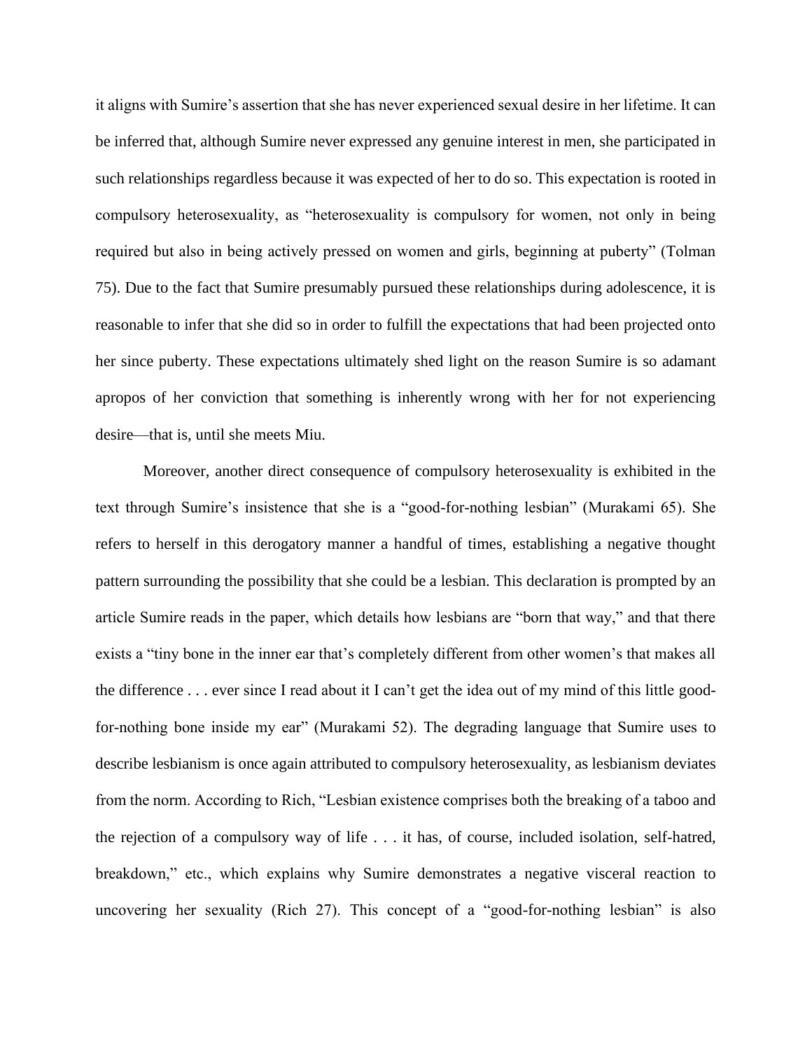it aligns with Sumire's assertion that she has never experienced sexual desire in her lifetime. It can be inferred that, although Sumire never expressed any genuine interest in men, she participated in such relationships regardless because it was expected of her to do so. This expectation is rooted in compulsory heterosexuality, as "heterosexuality is compulsory for women, not only in being required but also in being actively pressed on women and girls, beginning at puberty" (Tolman 75). Due to the fact that Sumire presumably pursued these relationships during adolescence, it is reasonable to infer that she did so in order to fulfill the expectations that had been projected onto her since puberty. These expectations ultimately shed light on the reason Sumire is so adamant apropos of her conviction that something is inherently wrong with her for not experiencing desire—that is, until she meets Miu.

Moreover, another direct consequence of compulsory heterosexuality is exhibited in the text through Sumire's insistence that she is a "good-for-nothing lesbian" (Murakami 65). She refers to herself in this derogatory manner a handful of times, establishing a negative thought pattern surrounding the possibility that she could be a lesbian. This declaration is prompted by an article Sumire reads in the paper, which details how lesbians are "born that way," and that there exists a "tiny bone in the inner ear that's completely different from other women's that makes all the difference . . . ever since I read about it I can't get the idea out of my mind of this little good-for-nothing bone inside my ear" (Murakami 52). The degrading language that Sumire uses to describe lesbianism is once again attributed to compulsory heterosexuality, as lesbianism deviates from the norm. According to Rich, "Lesbian existence comprises both the breaking of a taboo and the rejection of a compulsory way of life . . . it has, of course, included isolation, self-hatred, breakdown," etc., which explains why Sumire demonstrates a negative visceral reaction to uncovering her sexuality (Rich 27). This concept of a "good-for-nothing lesbian" is also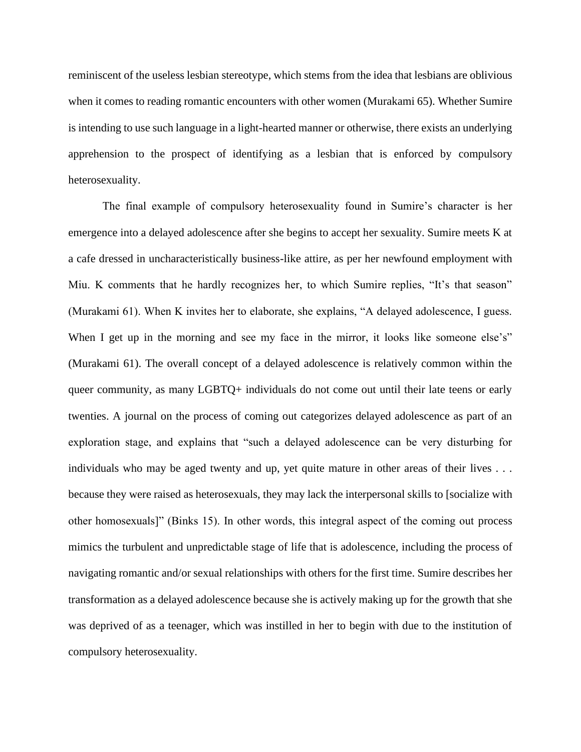reminiscent of the useless lesbian stereotype, which stems from the idea that lesbians are oblivious when it comes to reading romantic encounters with other women (Murakami 65). Whether Sumire is intending to use such language in a light-hearted manner or otherwise, there exists an underlying apprehension to the prospect of identifying as a lesbian that is enforced by compulsory heterosexuality.

The final example of compulsory heterosexuality found in Sumire's character is her emergence into a delayed adolescence after she begins to accept her sexuality. Sumire meets K at a cafe dressed in uncharacteristically business-like attire, as per her newfound employment with Miu. K comments that he hardly recognizes her, to which Sumire replies, "It's that season" (Murakami 61). When K invites her to elaborate, she explains, "A delayed adolescence, I guess. When I get up in the morning and see my face in the mirror, it looks like someone else's" (Murakami 61). The overall concept of a delayed adolescence is relatively common within the queer community, as many LGBTQ+ individuals do not come out until their late teens or early twenties. A journal on the process of coming out categorizes delayed adolescence as part of an exploration stage, and explains that "such a delayed adolescence can be very disturbing for individuals who may be aged twenty and up, yet quite mature in other areas of their lives . . . because they were raised as heterosexuals, they may lack the interpersonal skills to [socialize with other homosexuals]" (Binks 15). In other words, this integral aspect of the coming out process mimics the turbulent and unpredictable stage of life that is adolescence, including the process of navigating romantic and/or sexual relationships with others for the first time. Sumire describes her transformation as a delayed adolescence because she is actively making up for the growth that she was deprived of as a teenager, which was instilled in her to begin with due to the institution of compulsory heterosexuality.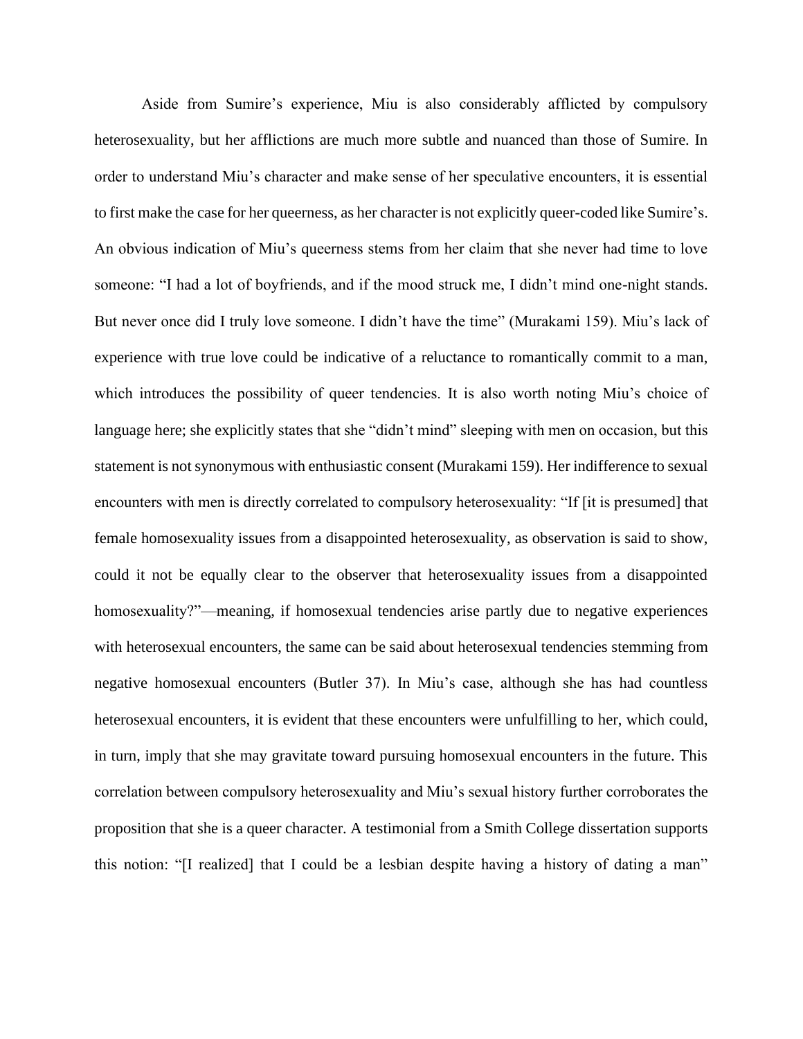Aside from Sumire's experience, Miu is also considerably afflicted by compulsory heterosexuality, but her afflictions are much more subtle and nuanced than those of Sumire. In order to understand Miu's character and make sense of her speculative encounters, it is essential to first make the case for her queerness, as her character is not explicitly queer-coded like Sumire's. An obvious indication of Miu's queerness stems from her claim that she never had time to love someone: "I had a lot of boyfriends, and if the mood struck me, I didn't mind one-night stands. But never once did I truly love someone. I didn't have the time" (Murakami 159). Miu's lack of experience with true love could be indicative of a reluctance to romantically commit to a man, which introduces the possibility of queer tendencies. It is also worth noting Miu's choice of language here; she explicitly states that she "didn't mind" sleeping with men on occasion, but this statement is not synonymous with enthusiastic consent (Murakami 159). Her indifference to sexual encounters with men is directly correlated to compulsory heterosexuality: "If [it is presumed] that female homosexuality issues from a disappointed heterosexuality, as observation is said to show, could it not be equally clear to the observer that heterosexuality issues from a disappointed homosexuality?"—meaning, if homosexual tendencies arise partly due to negative experiences with heterosexual encounters, the same can be said about heterosexual tendencies stemming from negative homosexual encounters (Butler 37). In Miu's case, although she has had countless heterosexual encounters, it is evident that these encounters were unfulfilling to her, which could, in turn, imply that she may gravitate toward pursuing homosexual encounters in the future. This correlation between compulsory heterosexuality and Miu's sexual history further corroborates the proposition that she is a queer character. A testimonial from a Smith College dissertation supports this notion: "[I realized] that I could be a lesbian despite having a history of dating a man"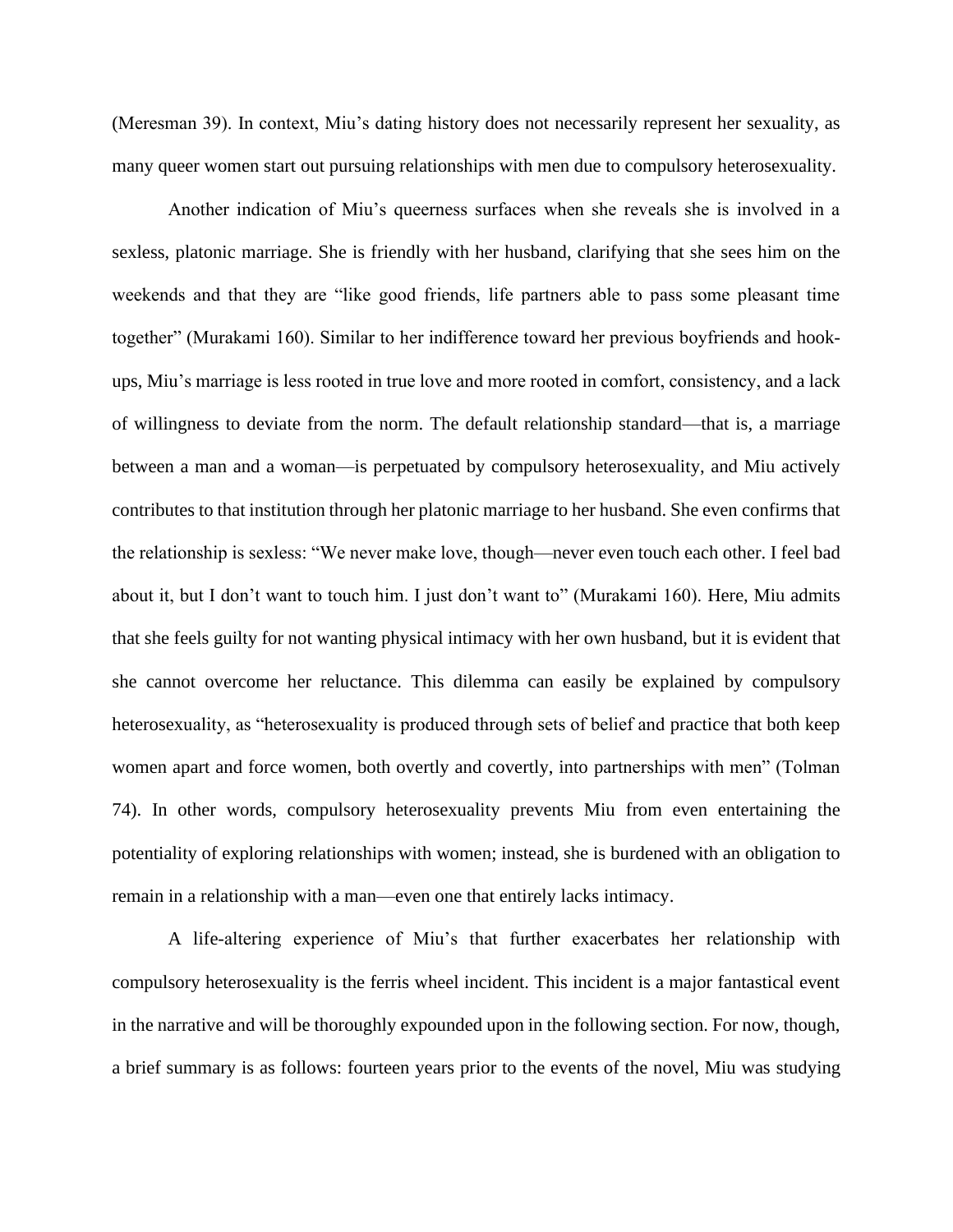(Meresman 39). In context, Miu's dating history does not necessarily represent her sexuality, as many queer women start out pursuing relationships with men due to compulsory heterosexuality.

Another indication of Miu's queerness surfaces when she reveals she is involved in a sexless, platonic marriage. She is friendly with her husband, clarifying that she sees him on the weekends and that they are "like good friends, life partners able to pass some pleasant time together" (Murakami 160). Similar to her indifference toward her previous boyfriends and hook-ups, Miu's marriage is less rooted in true love and more rooted in comfort, consistency, and a lack of willingness to deviate from the norm. The default relationship standard—that is, a marriage between a man and a woman—is perpetuated by compulsory heterosexuality, and Miu actively contributes to that institution through her platonic marriage to her husband. She even confirms that the relationship is sexless: "We never make love, though—never even touch each other. I feel bad about it, but I don't want to touch him. I just don't want to" (Murakami 160). Here, Miu admits that she feels guilty for not wanting physical intimacy with her own husband, but it is evident that she cannot overcome her reluctance. This dilemma can easily be explained by compulsory heterosexuality, as "heterosexuality is produced through sets of belief and practice that both keep women apart and force women, both overtly and covertly, into partnerships with men" (Tolman 74). In other words, compulsory heterosexuality prevents Miu from even entertaining the potentiality of exploring relationships with women; instead, she is burdened with an obligation to remain in a relationship with a man—even one that entirely lacks intimacy.

A life-altering experience of Miu's that further exacerbates her relationship with compulsory heterosexuality is the ferris wheel incident. This incident is a major fantastical event in the narrative and will be thoroughly expounded upon in the following section. For now, though, a brief summary is as follows: fourteen years prior to the events of the novel, Miu was studying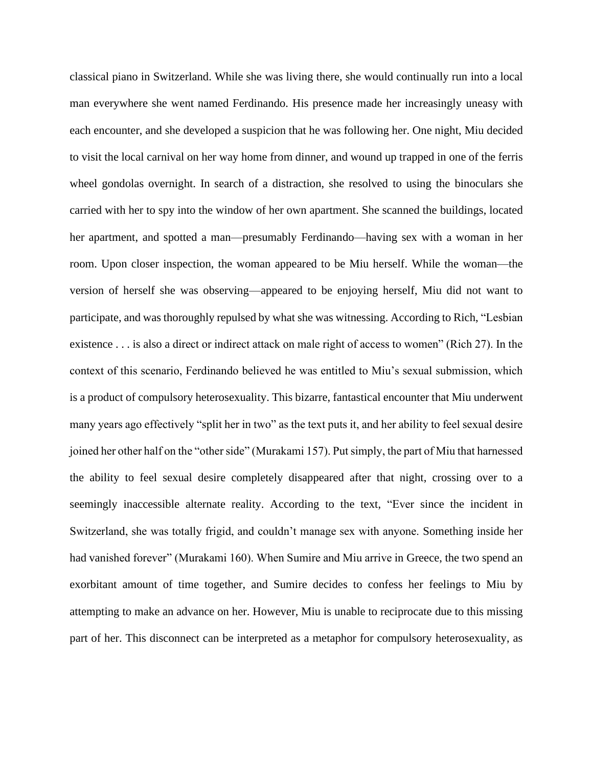classical piano in Switzerland. While she was living there, she would continually run into a local man everywhere she went named Ferdinando. His presence made her increasingly uneasy with each encounter, and she developed a suspicion that he was following her. One night, Miu decided to visit the local carnival on her way home from dinner, and wound up trapped in one of the ferris wheel gondolas overnight. In search of a distraction, she resolved to using the binoculars she carried with her to spy into the window of her own apartment. She scanned the buildings, located her apartment, and spotted a man—presumably Ferdinando—having sex with a woman in her room. Upon closer inspection, the woman appeared to be Miu herself. While the woman—the version of herself she was observing—appeared to be enjoying herself, Miu did not want to participate, and was thoroughly repulsed by what she was witnessing. According to Rich, "Lesbian existence . . . is also a direct or indirect attack on male right of access to women" (Rich 27). In the context of this scenario, Ferdinando believed he was entitled to Miu's sexual submission, which is a product of compulsory heterosexuality. This bizarre, fantastical encounter that Miu underwent many years ago effectively "split her in two" as the text puts it, and her ability to feel sexual desire joined her other half on the "other side" (Murakami 157). Put simply, the part of Miu that harnessed the ability to feel sexual desire completely disappeared after that night, crossing over to a seemingly inaccessible alternate reality. According to the text, "Ever since the incident in Switzerland, she was totally frigid, and couldn't manage sex with anyone. Something inside her had vanished forever" (Murakami 160). When Sumire and Miu arrive in Greece, the two spend an exorbitant amount of time together, and Sumire decides to confess her feelings to Miu by attempting to make an advance on her. However, Miu is unable to reciprocate due to this missing part of her. This disconnect can be interpreted as a metaphor for compulsory heterosexuality, as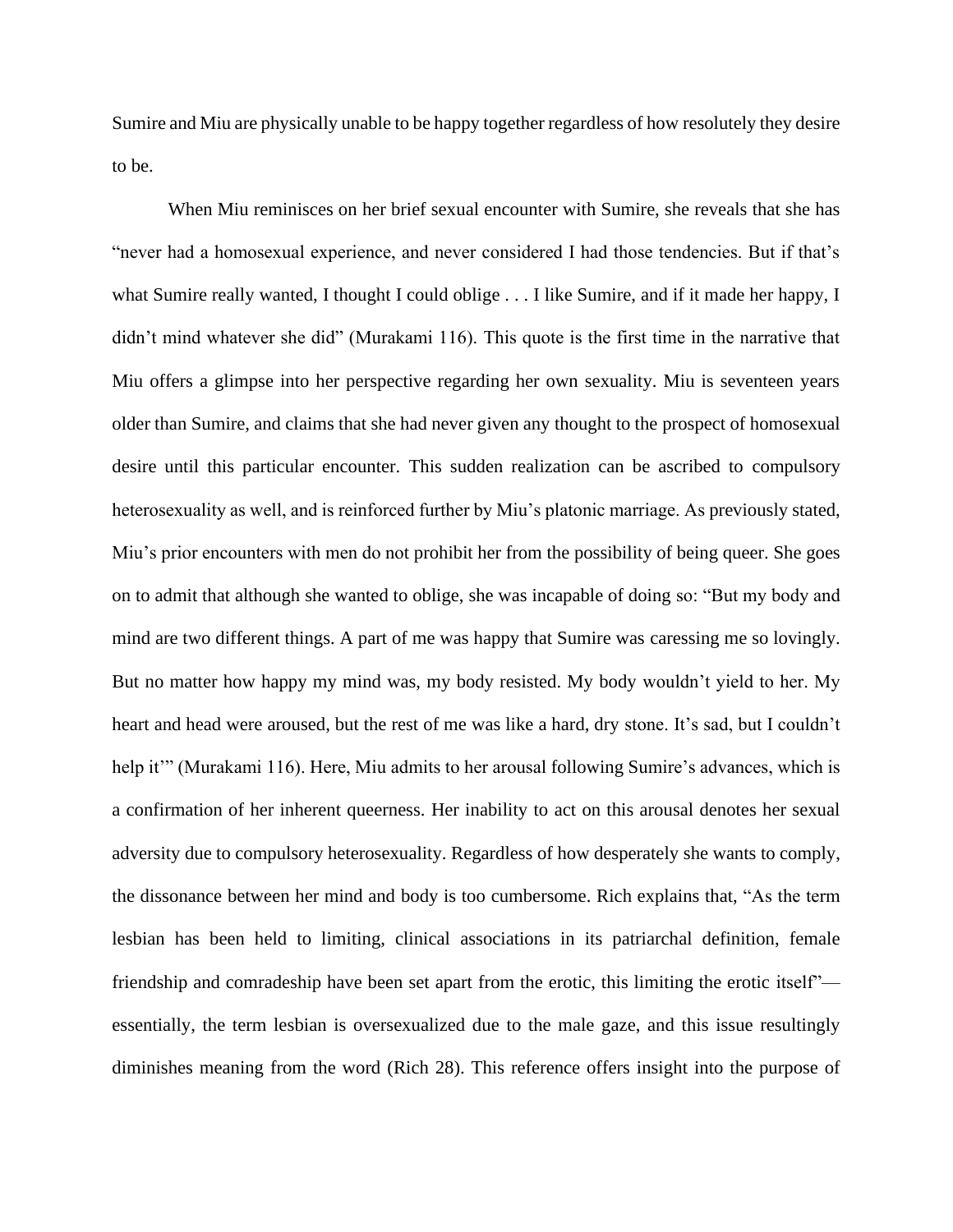Sumire and Miu are physically unable to be happy together regardless of how resolutely they desire to be.

When Miu reminisces on her brief sexual encounter with Sumire, she reveals that she has "never had a homosexual experience, and never considered I had those tendencies. But if that's what Sumire really wanted, I thought I could oblige . . . I like Sumire, and if it made her happy, I didn't mind whatever she did" (Murakami 116). This quote is the first time in the narrative that Miu offers a glimpse into her perspective regarding her own sexuality. Miu is seventeen years older than Sumire, and claims that she had never given any thought to the prospect of homosexual desire until this particular encounter. This sudden realization can be ascribed to compulsory heterosexuality as well, and is reinforced further by Miu's platonic marriage. As previously stated, Miu's prior encounters with men do not prohibit her from the possibility of being queer. She goes on to admit that although she wanted to oblige, she was incapable of doing so: "But my body and mind are two different things. A part of me was happy that Sumire was caressing me so lovingly. But no matter how happy my mind was, my body resisted. My body wouldn't yield to her. My heart and head were aroused, but the rest of me was like a hard, dry stone. It's sad, but I couldn't help it'" (Murakami 116). Here, Miu admits to her arousal following Sumire's advances, which is a confirmation of her inherent queerness. Her inability to act on this arousal denotes her sexual adversity due to compulsory heterosexuality. Regardless of how desperately she wants to comply, the dissonance between her mind and body is too cumbersome. Rich explains that, "As the term lesbian has been held to limiting, clinical associations in its patriarchal definition, female friendship and comradeship have been set apart from the erotic, this limiting the erotic itself"—essentially, the term lesbian is oversexualized due to the male gaze, and this issue resultingly diminishes meaning from the word (Rich 28). This reference offers insight into the purpose of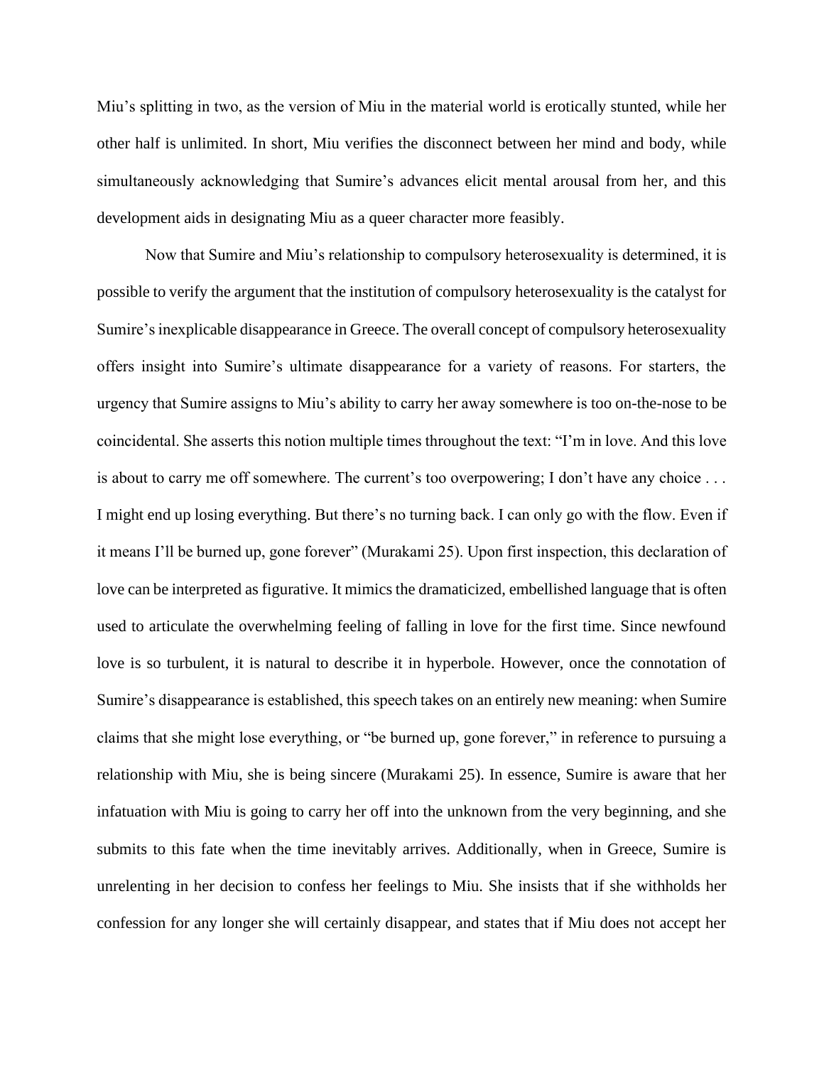Miu's splitting in two, as the version of Miu in the material world is erotically stunted, while her other half is unlimited. In short, Miu verifies the disconnect between her mind and body, while simultaneously acknowledging that Sumire's advances elicit mental arousal from her, and this development aids in designating Miu as a queer character more feasibly.

Now that Sumire and Miu's relationship to compulsory heterosexuality is determined, it is possible to verify the argument that the institution of compulsory heterosexuality is the catalyst for Sumire's inexplicable disappearance in Greece. The overall concept of compulsory heterosexuality offers insight into Sumire's ultimate disappearance for a variety of reasons. For starters, the urgency that Sumire assigns to Miu's ability to carry her away somewhere is too on-the-nose to be coincidental. She asserts this notion multiple times throughout the text: "I'm in love. And this love is about to carry me off somewhere. The current's too overpowering; I don't have any choice . . . I might end up losing everything. But there's no turning back. I can only go with the flow. Even if it means I'll be burned up, gone forever" (Murakami 25). Upon first inspection, this declaration of love can be interpreted as figurative. It mimics the dramaticized, embellished language that is often used to articulate the overwhelming feeling of falling in love for the first time. Since newfound love is so turbulent, it is natural to describe it in hyperbole. However, once the connotation of Sumire's disappearance is established, this speech takes on an entirely new meaning: when Sumire claims that she might lose everything, or "be burned up, gone forever," in reference to pursuing a relationship with Miu, she is being sincere (Murakami 25). In essence, Sumire is aware that her infatuation with Miu is going to carry her off into the unknown from the very beginning, and she submits to this fate when the time inevitably arrives. Additionally, when in Greece, Sumire is unrelenting in her decision to confess her feelings to Miu. She insists that if she withholds her confession for any longer she will certainly disappear, and states that if Miu does not accept her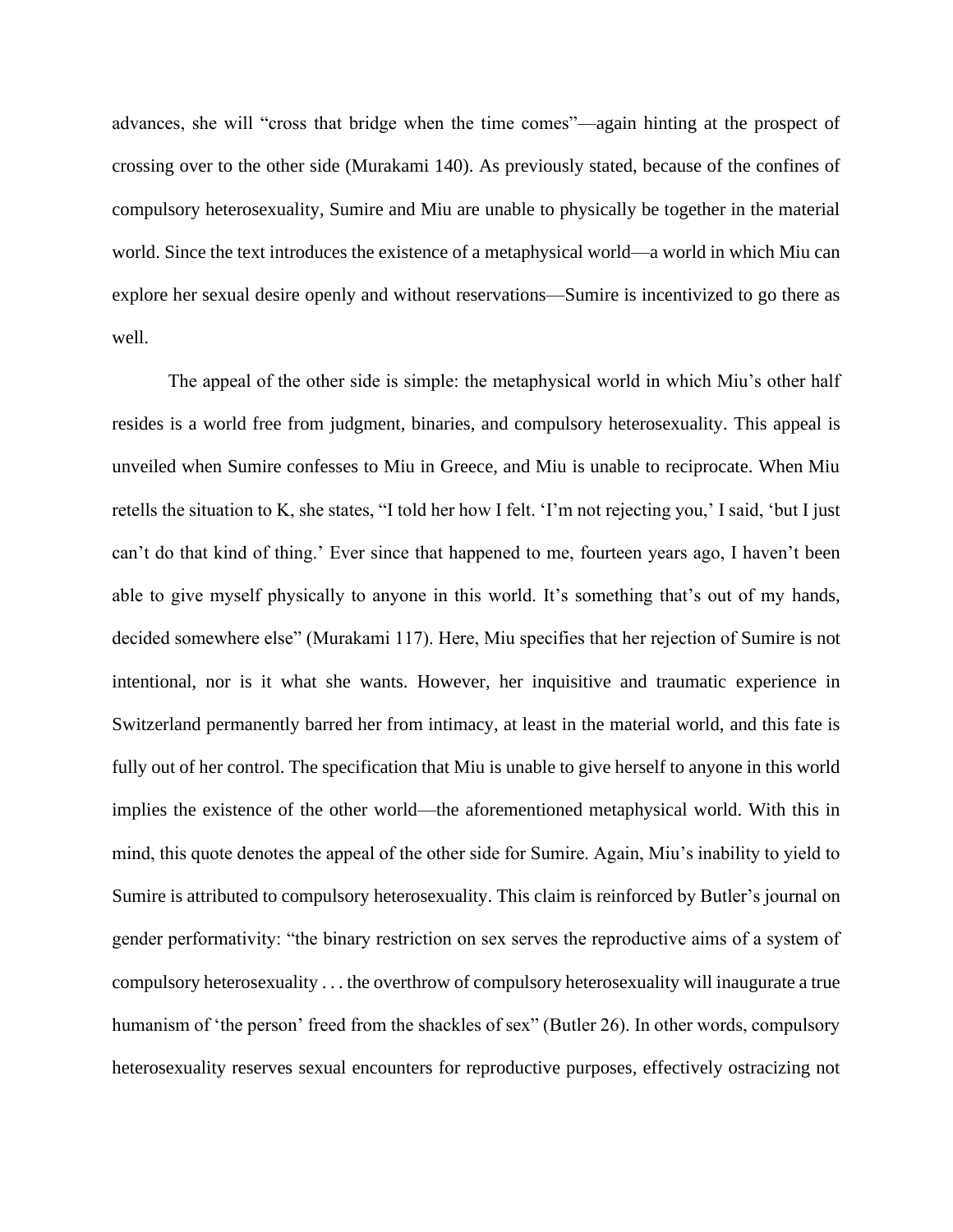advances, she will "cross that bridge when the time comes"—again hinting at the prospect of crossing over to the other side (Murakami 140). As previously stated, because of the confines of compulsory heterosexuality, Sumire and Miu are unable to physically be together in the material world. Since the text introduces the existence of a metaphysical world—a world in which Miu can explore her sexual desire openly and without reservations—Sumire is incentivized to go there as well.

The appeal of the other side is simple: the metaphysical world in which Miu's other half resides is a world free from judgment, binaries, and compulsory heterosexuality. This appeal is unveiled when Sumire confesses to Miu in Greece, and Miu is unable to reciprocate. When Miu retells the situation to K, she states, "I told her how I felt. 'I'm not rejecting you,' I said, 'but I just can't do that kind of thing.' Ever since that happened to me, fourteen years ago, I haven't been able to give myself physically to anyone in this world. It's something that's out of my hands, decided somewhere else" (Murakami 117). Here, Miu specifies that her rejection of Sumire is not intentional, nor is it what she wants. However, her inquisitive and traumatic experience in Switzerland permanently barred her from intimacy, at least in the material world, and this fate is fully out of her control. The specification that Miu is unable to give herself to anyone in this world implies the existence of the other world—the aforementioned metaphysical world. With this in mind, this quote denotes the appeal of the other side for Sumire. Again, Miu's inability to yield to Sumire is attributed to compulsory heterosexuality. This claim is reinforced by Butler's journal on gender performativity: "the binary restriction on sex serves the reproductive aims of a system of compulsory heterosexuality . . . the overthrow of compulsory heterosexuality will inaugurate a true humanism of 'the person' freed from the shackles of sex" (Butler 26). In other words, compulsory heterosexuality reserves sexual encounters for reproductive purposes, effectively ostracizing not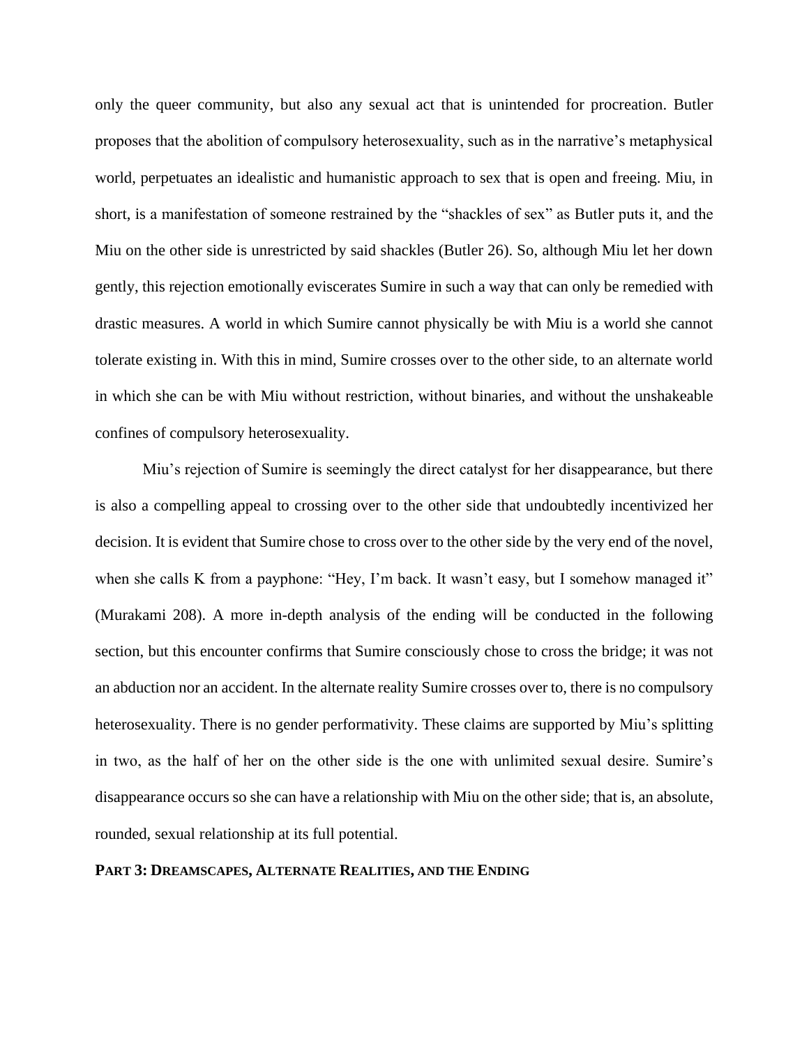only the queer community, but also any sexual act that is unintended for procreation. Butler proposes that the abolition of compulsory heterosexuality, such as in the narrative's metaphysical world, perpetuates an idealistic and humanistic approach to sex that is open and freeing. Miu, in short, is a manifestation of someone restrained by the "shackles of sex" as Butler puts it, and the Miu on the other side is unrestricted by said shackles (Butler 26). So, although Miu let her down gently, this rejection emotionally eviscerates Sumire in such a way that can only be remedied with drastic measures. A world in which Sumire cannot physically be with Miu is a world she cannot tolerate existing in. With this in mind, Sumire crosses over to the other side, to an alternate world in which she can be with Miu without restriction, without binaries, and without the unshakeable confines of compulsory heterosexuality.

Miu's rejection of Sumire is seemingly the direct catalyst for her disappearance, but there is also a compelling appeal to crossing over to the other side that undoubtedly incentivized her decision. It is evident that Sumire chose to cross over to the other side by the very end of the novel, when she calls K from a payphone: "Hey, I'm back. It wasn't easy, but I somehow managed it" (Murakami 208). A more in-depth analysis of the ending will be conducted in the following section, but this encounter confirms that Sumire consciously chose to cross the bridge; it was not an abduction nor an accident. In the alternate reality Sumire crosses over to, there is no compulsory heterosexuality. There is no gender performativity. These claims are supported by Miu's splitting in two, as the half of her on the other side is the one with unlimited sexual desire. Sumire's disappearance occurs so she can have a relationship with Miu on the other side; that is, an absolute, rounded, sexual relationship at its full potential.

## PART 3: DREAMSCAPES, ALTERNATE REALITIES, AND THE ENDING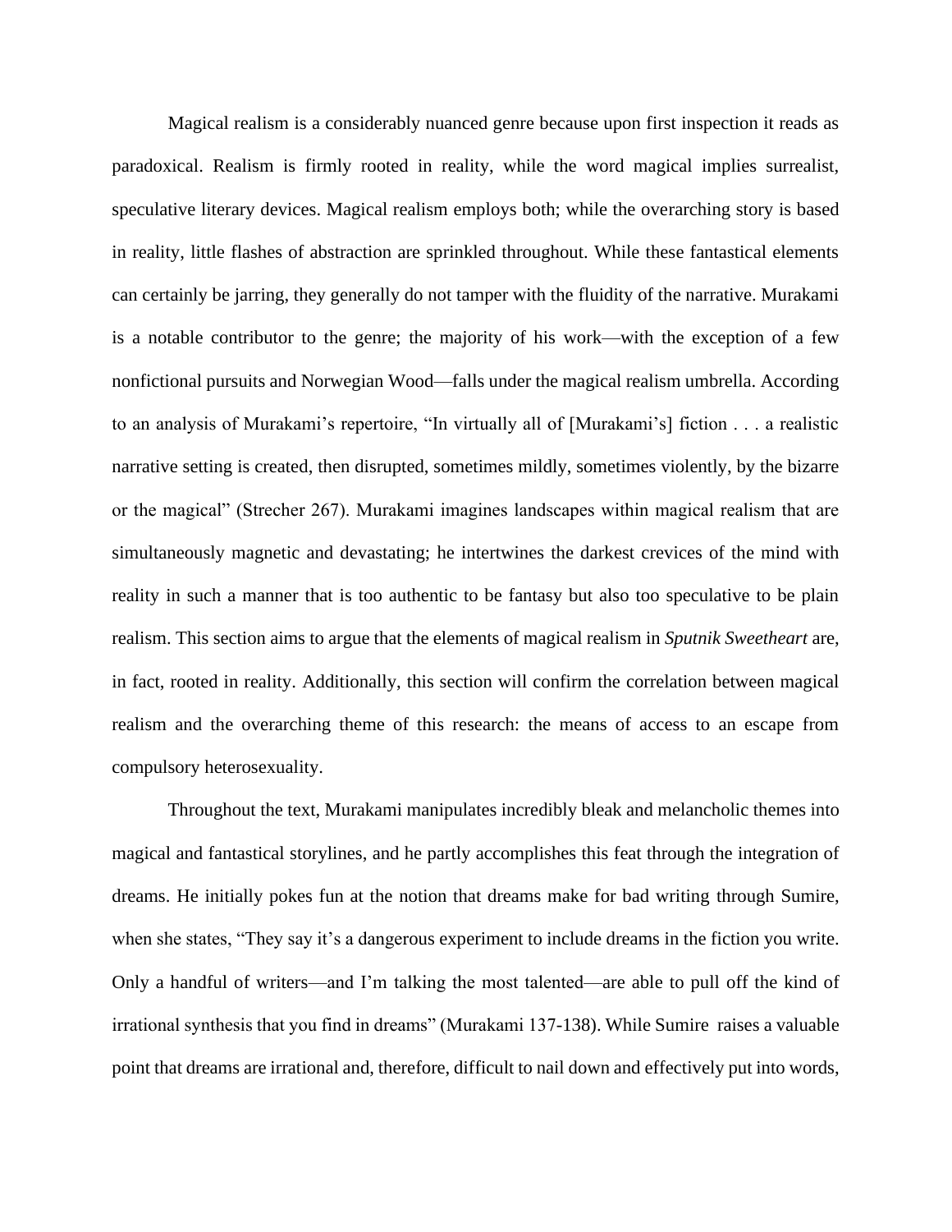Magical realism is a considerably nuanced genre because upon first inspection it reads as paradoxical. Realism is firmly rooted in reality, while the word magical implies surrealist, speculative literary devices. Magical realism employs both; while the overarching story is based in reality, little flashes of abstraction are sprinkled throughout. While these fantastical elements can certainly be jarring, they generally do not tamper with the fluidity of the narrative. Murakami is a notable contributor to the genre; the majority of his work—with the exception of a few nonfictional pursuits and Norwegian Wood—falls under the magical realism umbrella. According to an analysis of Murakami's repertoire, "In virtually all of [Murakami's] fiction . . . a realistic narrative setting is created, then disrupted, sometimes mildly, sometimes violently, by the bizarre or the magical" (Strecher 267). Murakami imagines landscapes within magical realism that are simultaneously magnetic and devastating; he intertwines the darkest crevices of the mind with reality in such a manner that is too authentic to be fantasy but also too speculative to be plain realism. This section aims to argue that the elements of magical realism in *Sputnik Sweetheart* are, in fact, rooted in reality. Additionally, this section will confirm the correlation between magical realism and the overarching theme of this research: the means of access to an escape from compulsory heterosexuality.

Throughout the text, Murakami manipulates incredibly bleak and melancholic themes into magical and fantastical storylines, and he partly accomplishes this feat through the integration of dreams. He initially pokes fun at the notion that dreams make for bad writing through Sumire, when she states, "They say it's a dangerous experiment to include dreams in the fiction you write. Only a handful of writers—and I'm talking the most talented—are able to pull off the kind of irrational synthesis that you find in dreams" (Murakami 137-138). While Sumire raises a valuable point that dreams are irrational and, therefore, difficult to nail down and effectively put into words,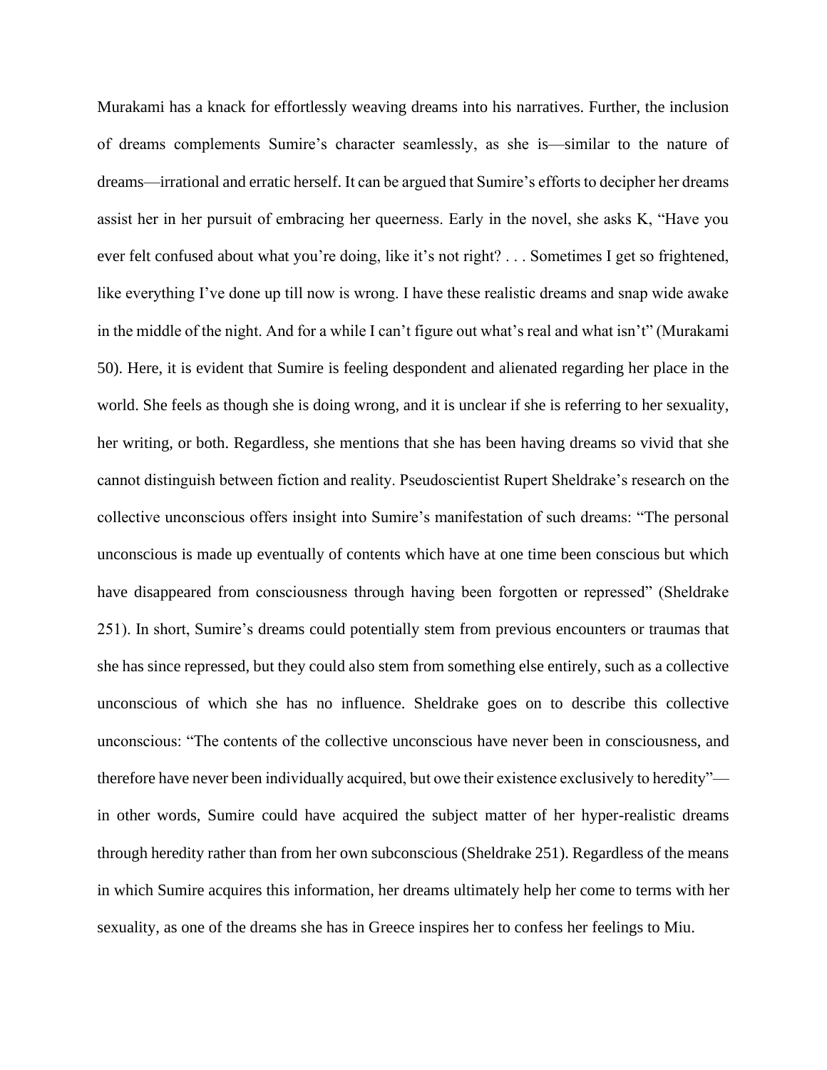Murakami has a knack for effortlessly weaving dreams into his narratives. Further, the inclusion of dreams complements Sumire's character seamlessly, as she is—similar to the nature of dreams—irrational and erratic herself. It can be argued that Sumire's efforts to decipher her dreams assist her in her pursuit of embracing her queerness. Early in the novel, she asks K, "Have you ever felt confused about what you're doing, like it's not right? . . . Sometimes I get so frightened, like everything I've done up till now is wrong. I have these realistic dreams and snap wide awake in the middle of the night. And for a while I can't figure out what's real and what isn't" (Murakami 50). Here, it is evident that Sumire is feeling despondent and alienated regarding her place in the world. She feels as though she is doing wrong, and it is unclear if she is referring to her sexuality, her writing, or both. Regardless, she mentions that she has been having dreams so vivid that she cannot distinguish between fiction and reality. Pseudoscientist Rupert Sheldrake's research on the collective unconscious offers insight into Sumire's manifestation of such dreams: "The personal unconscious is made up eventually of contents which have at one time been conscious but which have disappeared from consciousness through having been forgotten or repressed" (Sheldrake 251). In short, Sumire's dreams could potentially stem from previous encounters or traumas that she has since repressed, but they could also stem from something else entirely, such as a collective unconscious of which she has no influence. Sheldrake goes on to describe this collective unconscious: "The contents of the collective unconscious have never been in consciousness, and therefore have never been individually acquired, but owe their existence exclusively to heredity"—in other words, Sumire could have acquired the subject matter of her hyper-realistic dreams through heredity rather than from her own subconscious (Sheldrake 251). Regardless of the means in which Sumire acquires this information, her dreams ultimately help her come to terms with her sexuality, as one of the dreams she has in Greece inspires her to confess her feelings to Miu.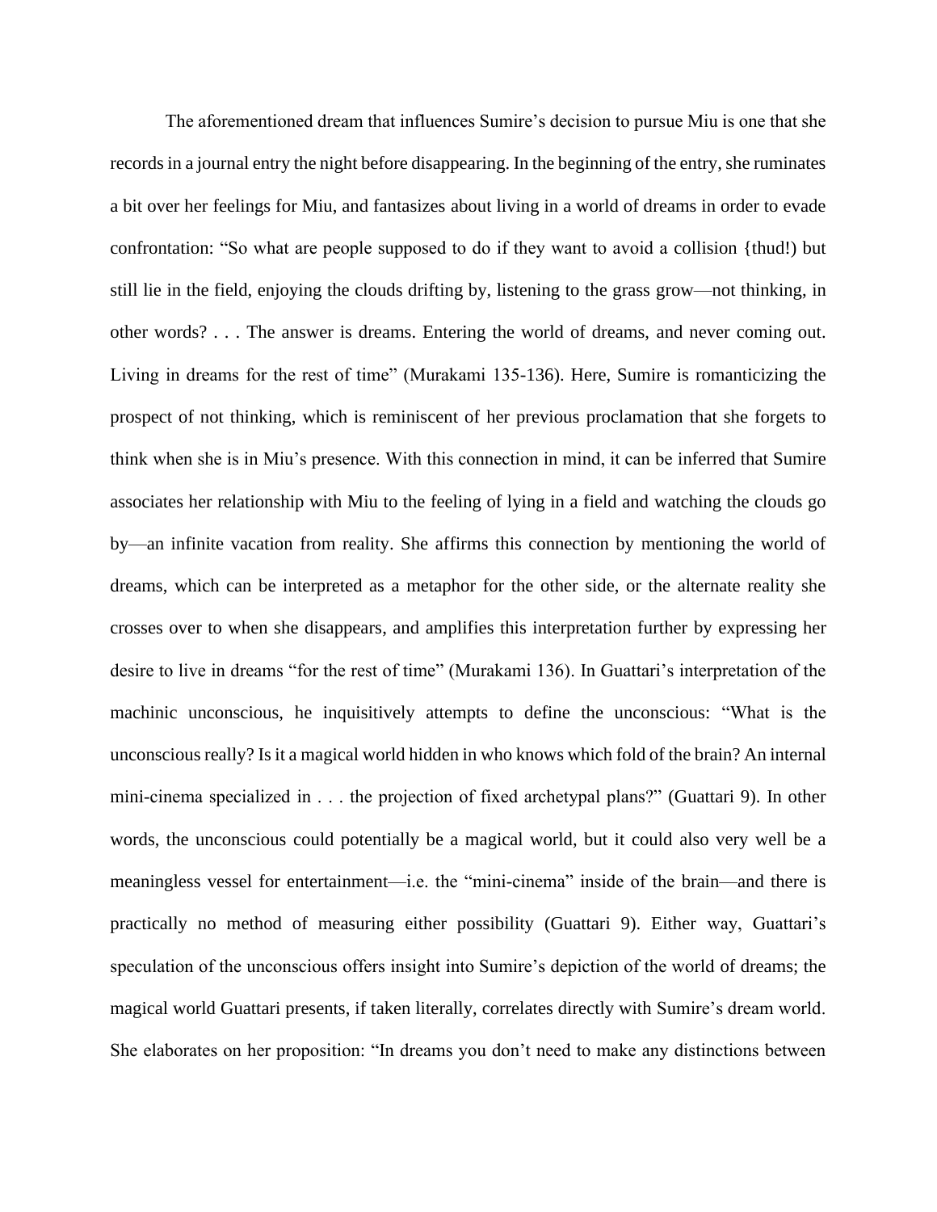The aforementioned dream that influences Sumire's decision to pursue Miu is one that she records in a journal entry the night before disappearing. In the beginning of the entry, she ruminates a bit over her feelings for Miu, and fantasizes about living in a world of dreams in order to evade confrontation: "So what are people supposed to do if they want to avoid a collision {thud!) but still lie in the field, enjoying the clouds drifting by, listening to the grass grow—not thinking, in other words? . . . The answer is dreams. Entering the world of dreams, and never coming out. Living in dreams for the rest of time" (Murakami 135-136). Here, Sumire is romanticizing the prospect of not thinking, which is reminiscent of her previous proclamation that she forgets to think when she is in Miu's presence. With this connection in mind, it can be inferred that Sumire associates her relationship with Miu to the feeling of lying in a field and watching the clouds go by—an infinite vacation from reality. She affirms this connection by mentioning the world of dreams, which can be interpreted as a metaphor for the other side, or the alternate reality she crosses over to when she disappears, and amplifies this interpretation further by expressing her desire to live in dreams "for the rest of time" (Murakami 136). In Guattari's interpretation of the machinic unconscious, he inquisitively attempts to define the unconscious: "What is the unconscious really? Is it a magical world hidden in who knows which fold of the brain? An internal mini-cinema specialized in . . . the projection of fixed archetypal plans?" (Guattari 9). In other words, the unconscious could potentially be a magical world, but it could also very well be a meaningless vessel for entertainment—i.e. the "mini-cinema" inside of the brain—and there is practically no method of measuring either possibility (Guattari 9). Either way, Guattari's speculation of the unconscious offers insight into Sumire's depiction of the world of dreams; the magical world Guattari presents, if taken literally, correlates directly with Sumire's dream world. She elaborates on her proposition: "In dreams you don't need to make any distinctions between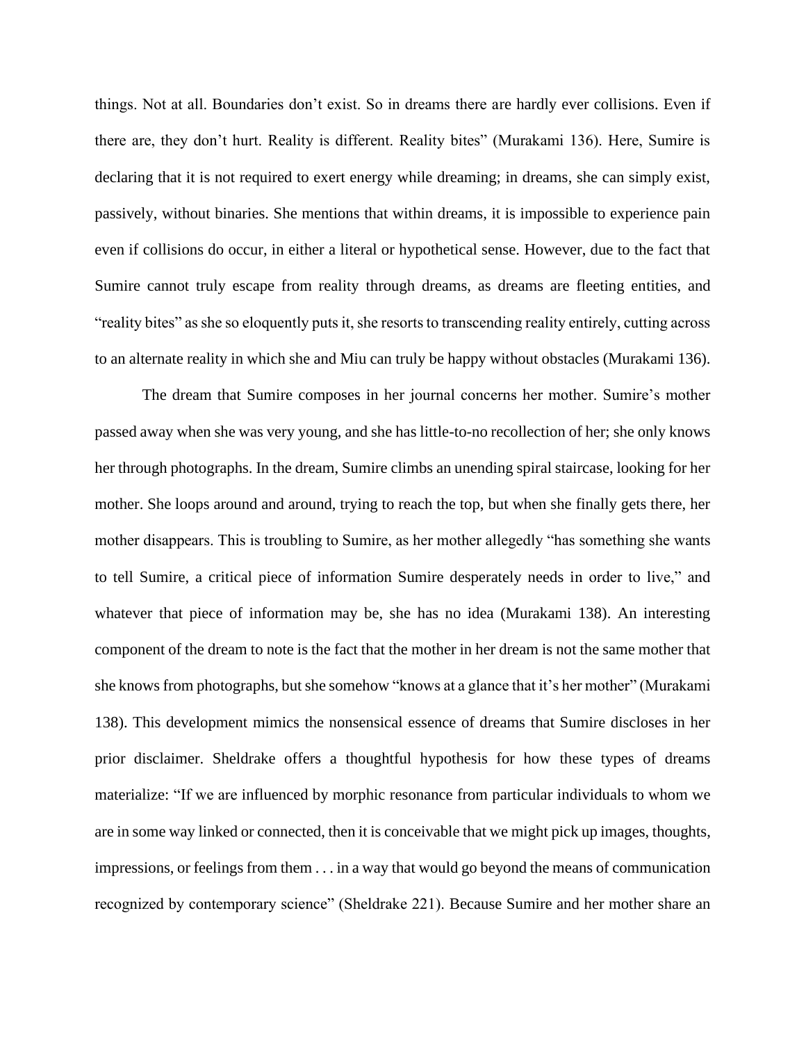things. Not at all. Boundaries don't exist. So in dreams there are hardly ever collisions. Even if there are, they don't hurt. Reality is different. Reality bites" (Murakami 136). Here, Sumire is declaring that it is not required to exert energy while dreaming; in dreams, she can simply exist, passively, without binaries. She mentions that within dreams, it is impossible to experience pain even if collisions do occur, in either a literal or hypothetical sense. However, due to the fact that Sumire cannot truly escape from reality through dreams, as dreams are fleeting entities, and "reality bites" as she so eloquently puts it, she resorts to transcending reality entirely, cutting across to an alternate reality in which she and Miu can truly be happy without obstacles (Murakami 136).

The dream that Sumire composes in her journal concerns her mother. Sumire's mother passed away when she was very young, and she has little-to-no recollection of her; she only knows her through photographs. In the dream, Sumire climbs an unending spiral staircase, looking for her mother. She loops around and around, trying to reach the top, but when she finally gets there, her mother disappears. This is troubling to Sumire, as her mother allegedly "has something she wants to tell Sumire, a critical piece of information Sumire desperately needs in order to live," and whatever that piece of information may be, she has no idea (Murakami 138). An interesting component of the dream to note is the fact that the mother in her dream is not the same mother that she knows from photographs, but she somehow "knows at a glance that it's her mother" (Murakami 138). This development mimics the nonsensical essence of dreams that Sumire discloses in her prior disclaimer. Sheldrake offers a thoughtful hypothesis for how these types of dreams materialize: "If we are influenced by morphic resonance from particular individuals to whom we are in some way linked or connected, then it is conceivable that we might pick up images, thoughts, impressions, or feelings from them . . . in a way that would go beyond the means of communication recognized by contemporary science" (Sheldrake 221). Because Sumire and her mother share an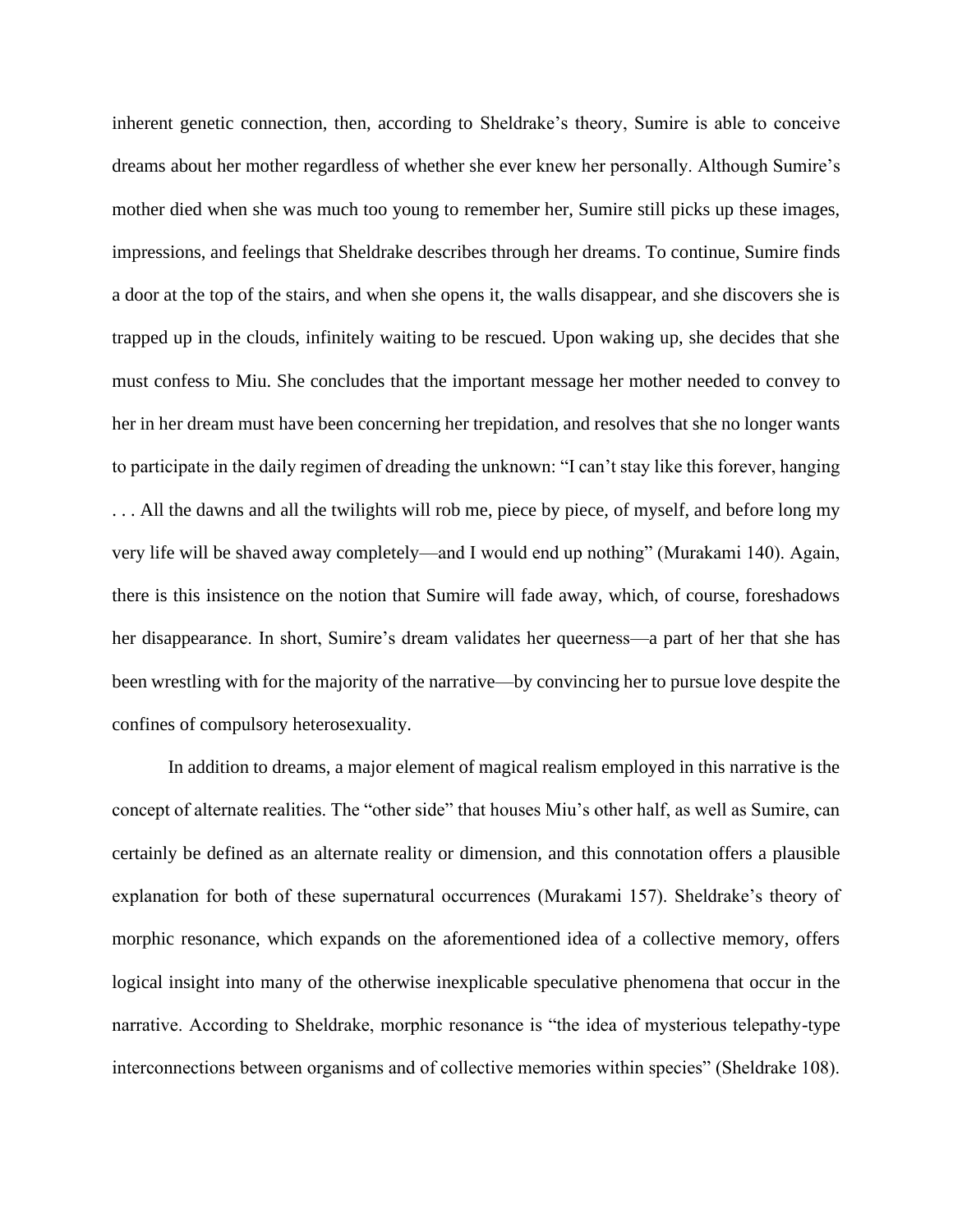inherent genetic connection, then, according to Sheldrake's theory, Sumire is able to conceive dreams about her mother regardless of whether she ever knew her personally. Although Sumire's mother died when she was much too young to remember her, Sumire still picks up these images, impressions, and feelings that Sheldrake describes through her dreams. To continue, Sumire finds a door at the top of the stairs, and when she opens it, the walls disappear, and she discovers she is trapped up in the clouds, infinitely waiting to be rescued. Upon waking up, she decides that she must confess to Miu. She concludes that the important message her mother needed to convey to her in her dream must have been concerning her trepidation, and resolves that she no longer wants to participate in the daily regimen of dreading the unknown: "I can't stay like this forever, hanging . . . All the dawns and all the twilights will rob me, piece by piece, of myself, and before long my very life will be shaved away completely—and I would end up nothing" (Murakami 140). Again, there is this insistence on the notion that Sumire will fade away, which, of course, foreshadows her disappearance. In short, Sumire's dream validates her queerness—a part of her that she has been wrestling with for the majority of the narrative—by convincing her to pursue love despite the confines of compulsory heterosexuality.

In addition to dreams, a major element of magical realism employed in this narrative is the concept of alternate realities. The "other side" that houses Miu's other half, as well as Sumire, can certainly be defined as an alternate reality or dimension, and this connotation offers a plausible explanation for both of these supernatural occurrences (Murakami 157). Sheldrake's theory of morphic resonance, which expands on the aforementioned idea of a collective memory, offers logical insight into many of the otherwise inexplicable speculative phenomena that occur in the narrative. According to Sheldrake, morphic resonance is "the idea of mysterious telepathy-type interconnections between organisms and of collective memories within species" (Sheldrake 108).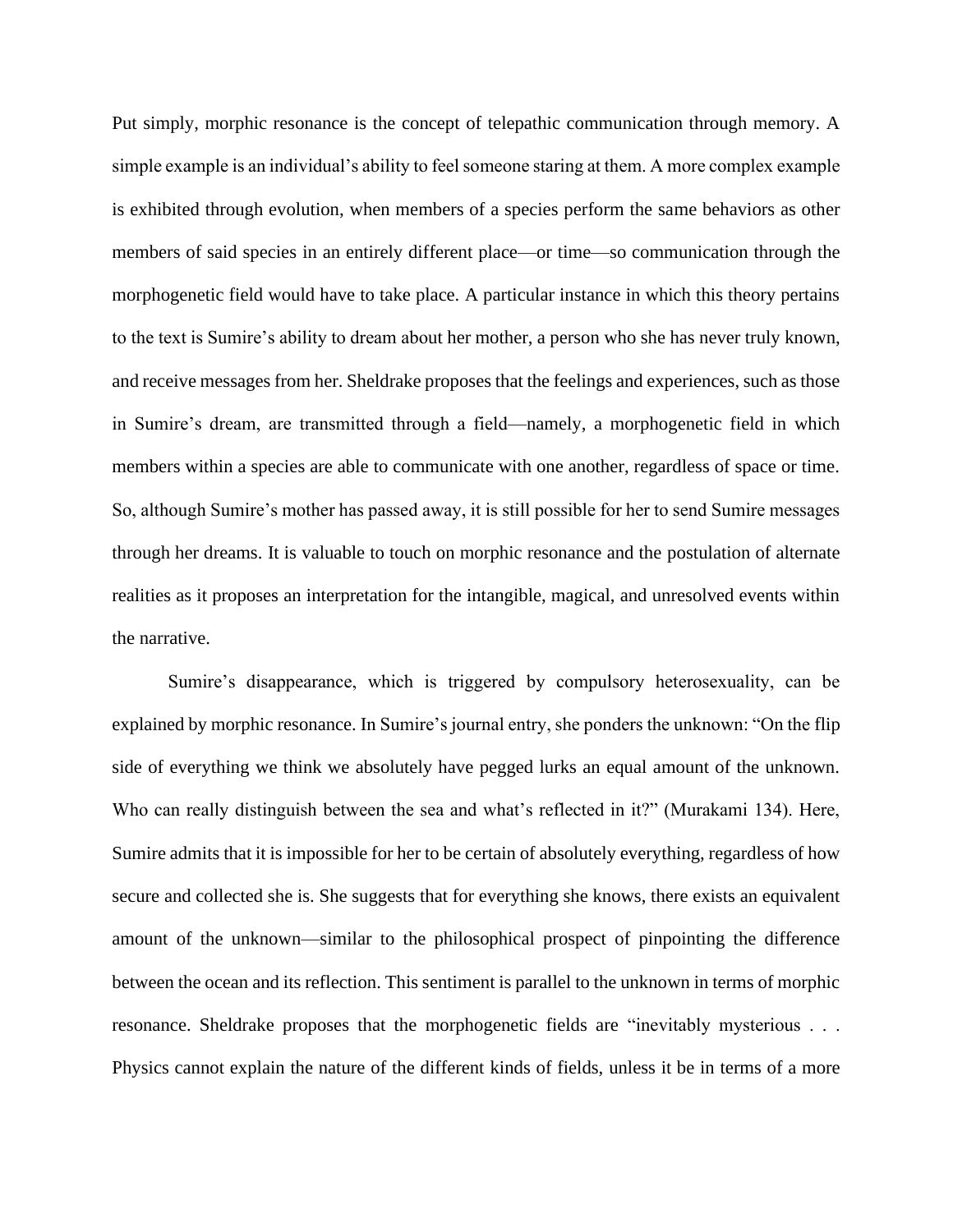Put simply, morphic resonance is the concept of telepathic communication through memory. A simple example is an individual's ability to feel someone staring at them. A more complex example is exhibited through evolution, when members of a species perform the same behaviors as other members of said species in an entirely different place—or time—so communication through the morphogenetic field would have to take place. A particular instance in which this theory pertains to the text is Sumire's ability to dream about her mother, a person who she has never truly known, and receive messages from her. Sheldrake proposes that the feelings and experiences, such as those in Sumire's dream, are transmitted through a field—namely, a morphogenetic field in which members within a species are able to communicate with one another, regardless of space or time. So, although Sumire's mother has passed away, it is still possible for her to send Sumire messages through her dreams. It is valuable to touch on morphic resonance and the postulation of alternate realities as it proposes an interpretation for the intangible, magical, and unresolved events within the narrative.

Sumire's disappearance, which is triggered by compulsory heterosexuality, can be explained by morphic resonance. In Sumire's journal entry, she ponders the unknown: "On the flip side of everything we think we absolutely have pegged lurks an equal amount of the unknown. Who can really distinguish between the sea and what's reflected in it?" (Murakami 134). Here, Sumire admits that it is impossible for her to be certain of absolutely everything, regardless of how secure and collected she is. She suggests that for everything she knows, there exists an equivalent amount of the unknown—similar to the philosophical prospect of pinpointing the difference between the ocean and its reflection. This sentiment is parallel to the unknown in terms of morphic resonance. Sheldrake proposes that the morphogenetic fields are "inevitably mysterious . . . Physics cannot explain the nature of the different kinds of fields, unless it be in terms of a more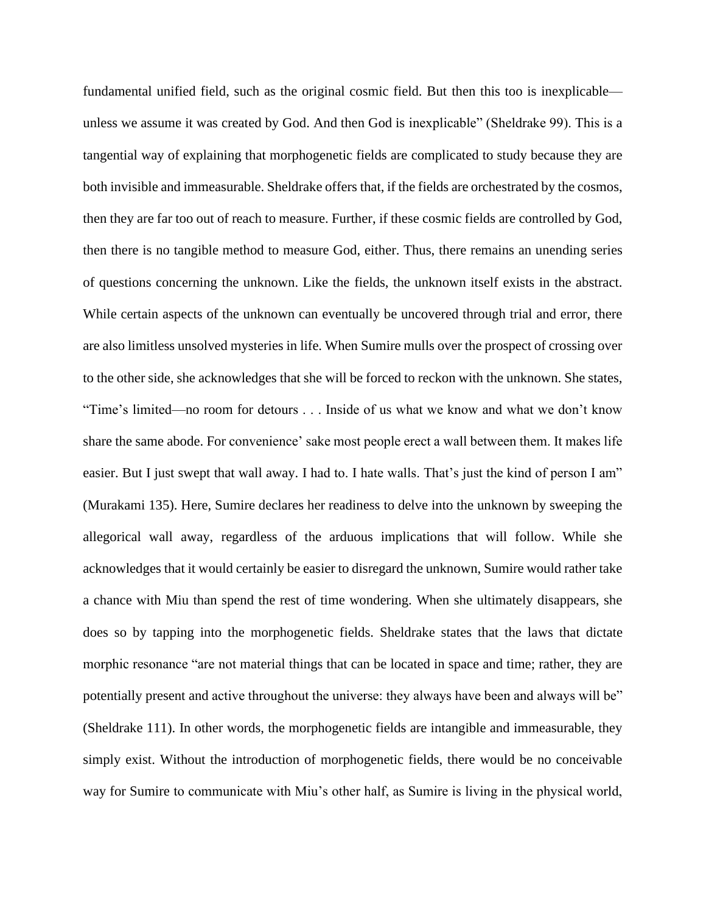fundamental unified field, such as the original cosmic field. But then this too is inexplicable—unless we assume it was created by God. And then God is inexplicable" (Sheldrake 99). This is a tangential way of explaining that morphogenetic fields are complicated to study because they are both invisible and immeasurable. Sheldrake offers that, if the fields are orchestrated by the cosmos, then they are far too out of reach to measure. Further, if these cosmic fields are controlled by God, then there is no tangible method to measure God, either. Thus, there remains an unending series of questions concerning the unknown. Like the fields, the unknown itself exists in the abstract. While certain aspects of the unknown can eventually be uncovered through trial and error, there are also limitless unsolved mysteries in life. When Sumire mulls over the prospect of crossing over to the other side, she acknowledges that she will be forced to reckon with the unknown. She states, "Time's limited—no room for detours . . . Inside of us what we know and what we don't know share the same abode. For convenience' sake most people erect a wall between them. It makes life easier. But I just swept that wall away. I had to. I hate walls. That's just the kind of person I am" (Murakami 135). Here, Sumire declares her readiness to delve into the unknown by sweeping the allegorical wall away, regardless of the arduous implications that will follow. While she acknowledges that it would certainly be easier to disregard the unknown, Sumire would rather take a chance with Miu than spend the rest of time wondering. When she ultimately disappears, she does so by tapping into the morphogenetic fields. Sheldrake states that the laws that dictate morphic resonance "are not material things that can be located in space and time; rather, they are potentially present and active throughout the universe: they always have been and always will be" (Sheldrake 111). In other words, the morphogenetic fields are intangible and immeasurable, they simply exist. Without the introduction of morphogenetic fields, there would be no conceivable way for Sumire to communicate with Miu's other half, as Sumire is living in the physical world,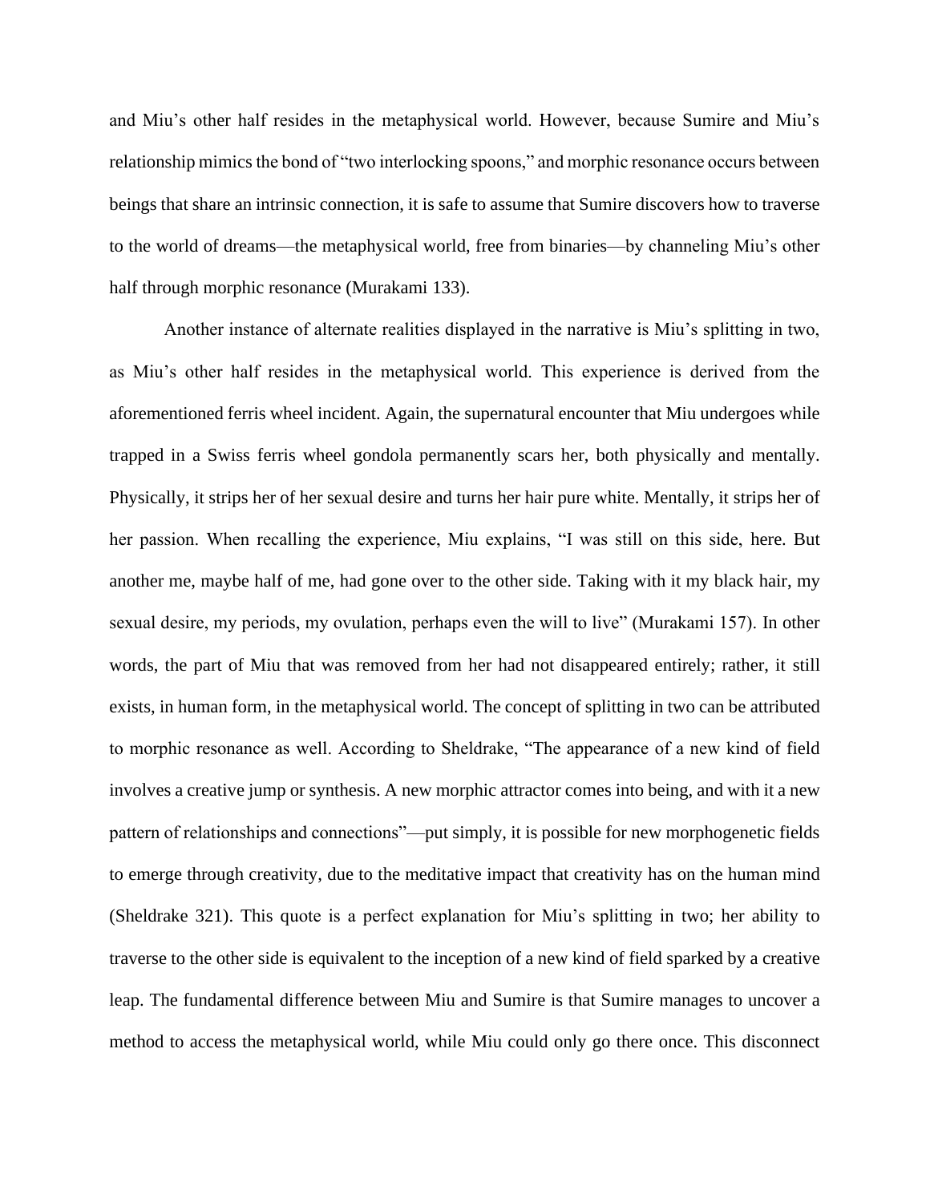and Miu's other half resides in the metaphysical world. However, because Sumire and Miu's relationship mimics the bond of "two interlocking spoons," and morphic resonance occurs between beings that share an intrinsic connection, it is safe to assume that Sumire discovers how to traverse to the world of dreams—the metaphysical world, free from binaries—by channeling Miu's other half through morphic resonance (Murakami 133).

Another instance of alternate realities displayed in the narrative is Miu's splitting in two, as Miu's other half resides in the metaphysical world. This experience is derived from the aforementioned ferris wheel incident. Again, the supernatural encounter that Miu undergoes while trapped in a Swiss ferris wheel gondola permanently scars her, both physically and mentally. Physically, it strips her of her sexual desire and turns her hair pure white. Mentally, it strips her of her passion. When recalling the experience, Miu explains, "I was still on this side, here. But another me, maybe half of me, had gone over to the other side. Taking with it my black hair, my sexual desire, my periods, my ovulation, perhaps even the will to live" (Murakami 157). In other words, the part of Miu that was removed from her had not disappeared entirely; rather, it still exists, in human form, in the metaphysical world. The concept of splitting in two can be attributed to morphic resonance as well. According to Sheldrake, "The appearance of a new kind of field involves a creative jump or synthesis. A new morphic attractor comes into being, and with it a new pattern of relationships and connections"—put simply, it is possible for new morphogenetic fields to emerge through creativity, due to the meditative impact that creativity has on the human mind (Sheldrake 321). This quote is a perfect explanation for Miu's splitting in two; her ability to traverse to the other side is equivalent to the inception of a new kind of field sparked by a creative leap. The fundamental difference between Miu and Sumire is that Sumire manages to uncover a method to access the metaphysical world, while Miu could only go there once. This disconnect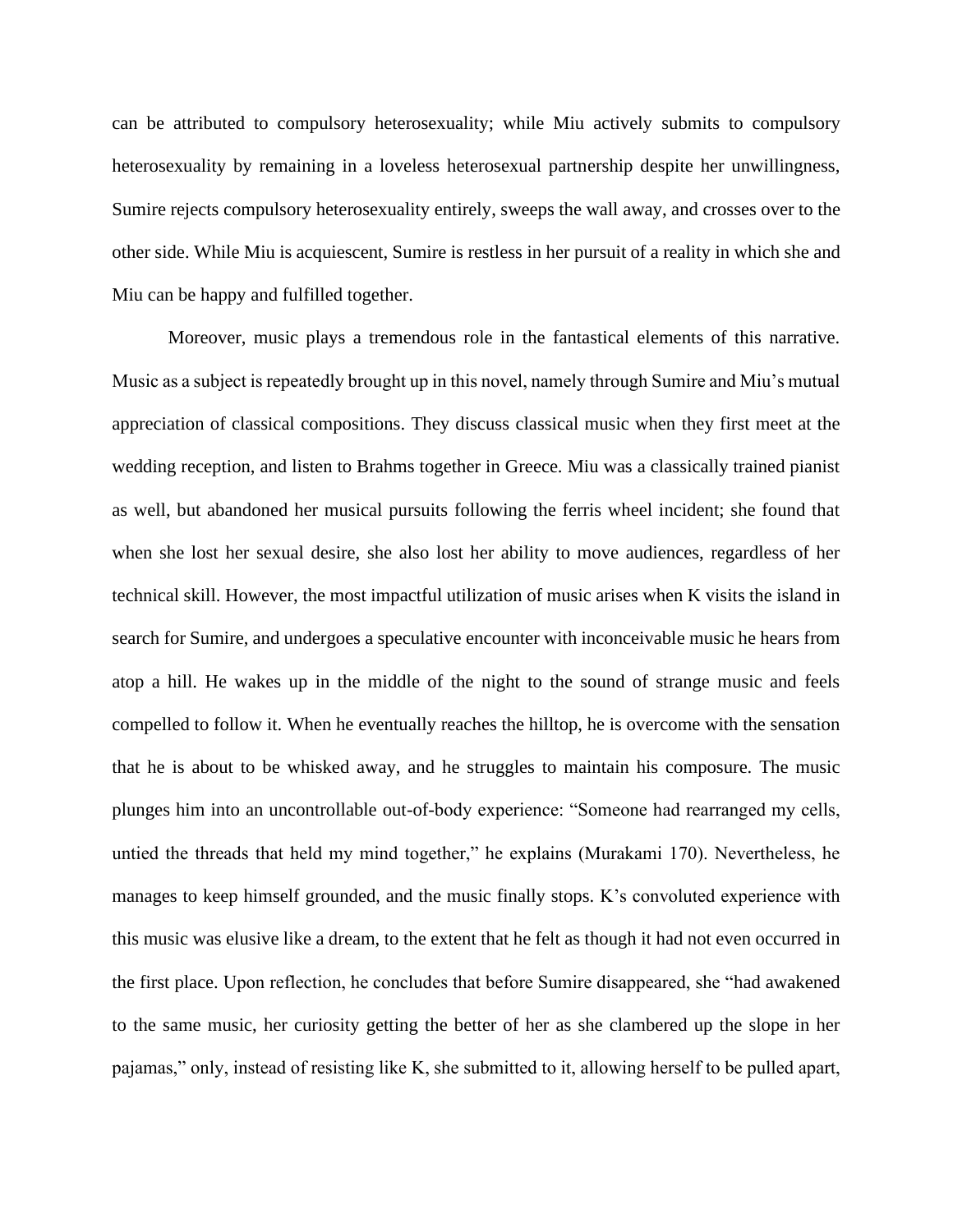can be attributed to compulsory heterosexuality; while Miu actively submits to compulsory heterosexuality by remaining in a loveless heterosexual partnership despite her unwillingness, Sumire rejects compulsory heterosexuality entirely, sweeps the wall away, and crosses over to the other side. While Miu is acquiescent, Sumire is restless in her pursuit of a reality in which she and Miu can be happy and fulfilled together.

Moreover, music plays a tremendous role in the fantastical elements of this narrative. Music as a subject is repeatedly brought up in this novel, namely through Sumire and Miu's mutual appreciation of classical compositions. They discuss classical music when they first meet at the wedding reception, and listen to Brahms together in Greece. Miu was a classically trained pianist as well, but abandoned her musical pursuits following the ferris wheel incident; she found that when she lost her sexual desire, she also lost her ability to move audiences, regardless of her technical skill. However, the most impactful utilization of music arises when K visits the island in search for Sumire, and undergoes a speculative encounter with inconceivable music he hears from atop a hill. He wakes up in the middle of the night to the sound of strange music and feels compelled to follow it. When he eventually reaches the hilltop, he is overcome with the sensation that he is about to be whisked away, and he struggles to maintain his composure. The music plunges him into an uncontrollable out-of-body experience: "Someone had rearranged my cells, untied the threads that held my mind together," he explains (Murakami 170). Nevertheless, he manages to keep himself grounded, and the music finally stops. K's convoluted experience with this music was elusive like a dream, to the extent that he felt as though it had not even occurred in the first place. Upon reflection, he concludes that before Sumire disappeared, she "had awakened to the same music, her curiosity getting the better of her as she clambered up the slope in her pajamas," only, instead of resisting like K, she submitted to it, allowing herself to be pulled apart,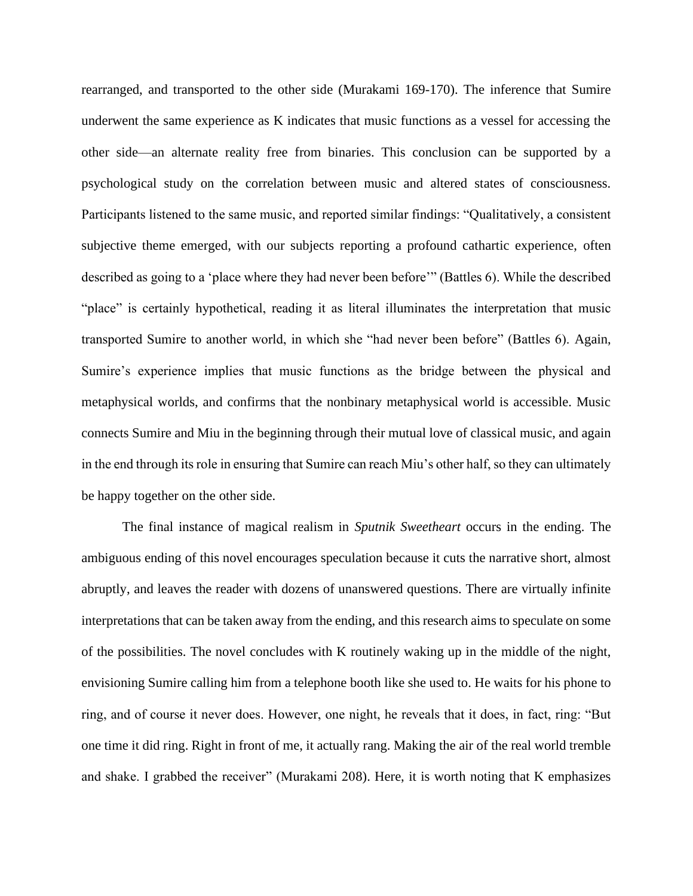rearranged, and transported to the other side (Murakami 169-170). The inference that Sumire underwent the same experience as K indicates that music functions as a vessel for accessing the other side—an alternate reality free from binaries. This conclusion can be supported by a psychological study on the correlation between music and altered states of consciousness. Participants listened to the same music, and reported similar findings: "Qualitatively, a consistent subjective theme emerged, with our subjects reporting a profound cathartic experience, often described as going to a 'place where they had never been before'" (Battles 6). While the described "place" is certainly hypothetical, reading it as literal illuminates the interpretation that music transported Sumire to another world, in which she "had never been before" (Battles 6). Again, Sumire's experience implies that music functions as the bridge between the physical and metaphysical worlds, and confirms that the nonbinary metaphysical world is accessible. Music connects Sumire and Miu in the beginning through their mutual love of classical music, and again in the end through its role in ensuring that Sumire can reach Miu's other half, so they can ultimately be happy together on the other side.

The final instance of magical realism in *Sputnik Sweetheart* occurs in the ending. The ambiguous ending of this novel encourages speculation because it cuts the narrative short, almost abruptly, and leaves the reader with dozens of unanswered questions. There are virtually infinite interpretations that can be taken away from the ending, and this research aims to speculate on some of the possibilities. The novel concludes with K routinely waking up in the middle of the night, envisioning Sumire calling him from a telephone booth like she used to. He waits for his phone to ring, and of course it never does. However, one night, he reveals that it does, in fact, ring: "But one time it did ring. Right in front of me, it actually rang. Making the air of the real world tremble and shake. I grabbed the receiver" (Murakami 208). Here, it is worth noting that K emphasizes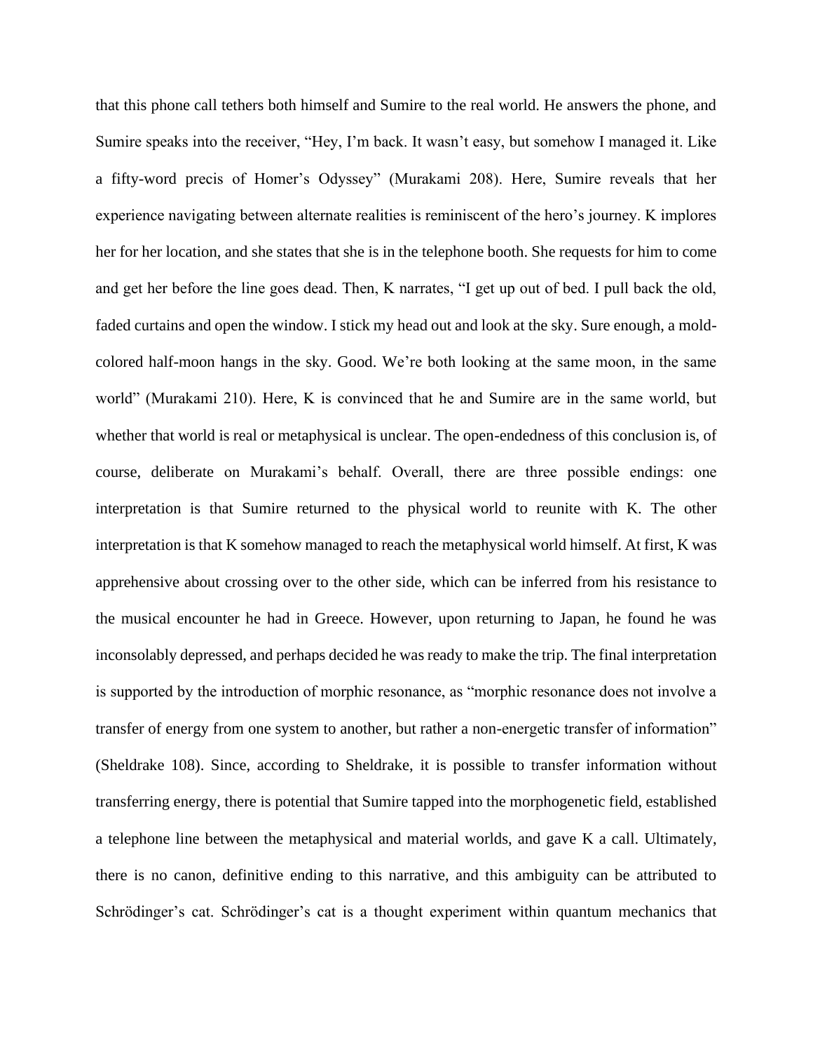that this phone call tethers both himself and Sumire to the real world. He answers the phone, and Sumire speaks into the receiver, "Hey, I'm back. It wasn't easy, but somehow I managed it. Like a fifty-word precis of Homer's Odyssey" (Murakami 208). Here, Sumire reveals that her experience navigating between alternate realities is reminiscent of the hero's journey. K implores her for her location, and she states that she is in the telephone booth. She requests for him to come and get her before the line goes dead. Then, K narrates, "I get up out of bed. I pull back the old, faded curtains and open the window. I stick my head out and look at the sky. Sure enough, a mold-colored half-moon hangs in the sky. Good. We're both looking at the same moon, in the same world" (Murakami 210). Here, K is convinced that he and Sumire are in the same world, but whether that world is real or metaphysical is unclear. The open-endedness of this conclusion is, of course, deliberate on Murakami's behalf. Overall, there are three possible endings: one interpretation is that Sumire returned to the physical world to reunite with K. The other interpretation is that K somehow managed to reach the metaphysical world himself. At first, K was apprehensive about crossing over to the other side, which can be inferred from his resistance to the musical encounter he had in Greece. However, upon returning to Japan, he found he was inconsolably depressed, and perhaps decided he was ready to make the trip. The final interpretation is supported by the introduction of morphic resonance, as "morphic resonance does not involve a transfer of energy from one system to another, but rather a non-energetic transfer of information" (Sheldrake 108). Since, according to Sheldrake, it is possible to transfer information without transferring energy, there is potential that Sumire tapped into the morphogenetic field, established a telephone line between the metaphysical and material worlds, and gave K a call. Ultimately, there is no canon, definitive ending to this narrative, and this ambiguity can be attributed to Schrödinger's cat. Schrödinger's cat is a thought experiment within quantum mechanics that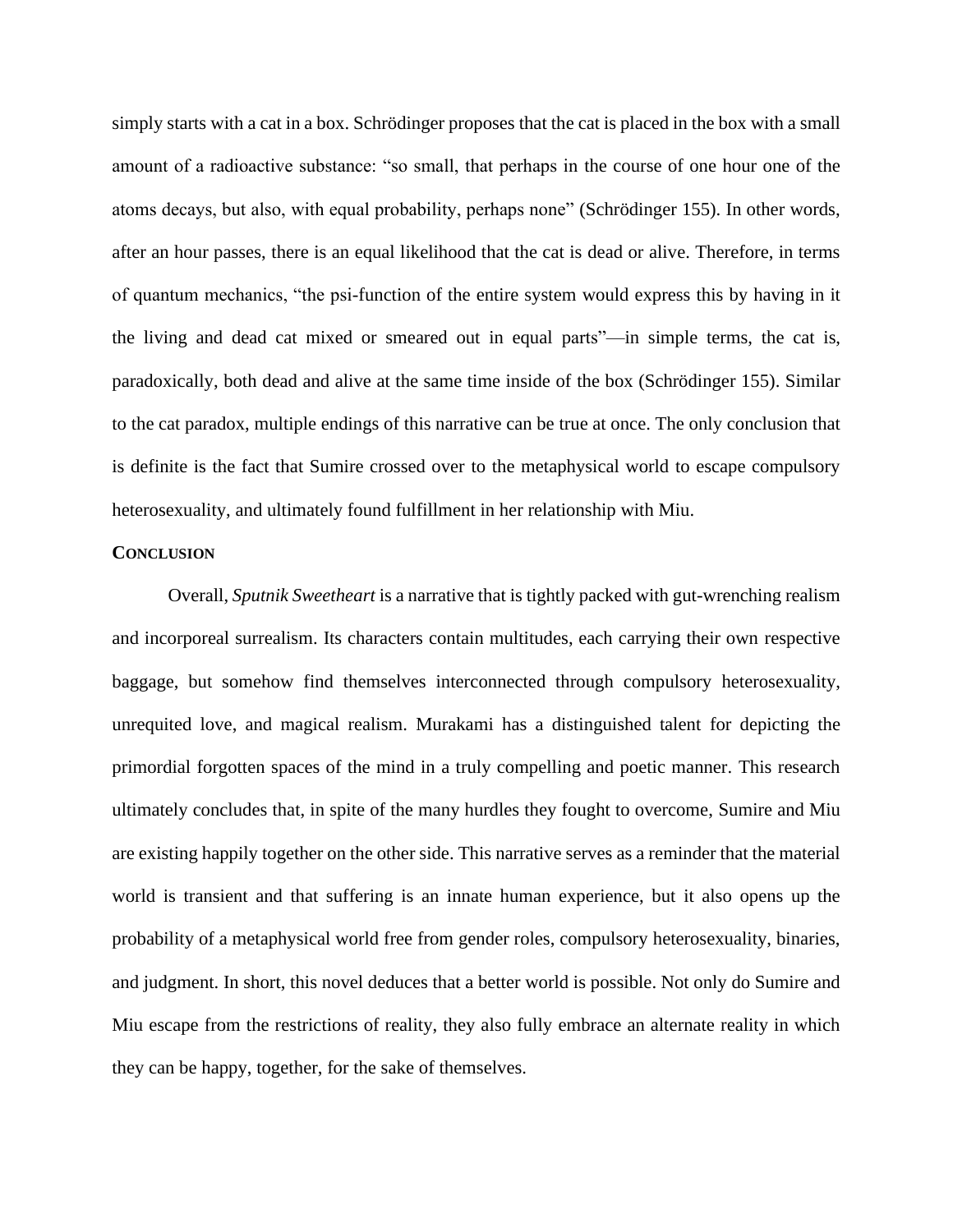simply starts with a cat in a box. Schrödinger proposes that the cat is placed in the box with a small amount of a radioactive substance: "so small, that perhaps in the course of one hour one of the atoms decays, but also, with equal probability, perhaps none" (Schrödinger 155). In other words, after an hour passes, there is an equal likelihood that the cat is dead or alive. Therefore, in terms of quantum mechanics, "the psi-function of the entire system would express this by having in it the living and dead cat mixed or smeared out in equal parts"—in simple terms, the cat is, paradoxically, both dead and alive at the same time inside of the box (Schrödinger 155). Similar to the cat paradox, multiple endings of this narrative can be true at once. The only conclusion that is definite is the fact that Sumire crossed over to the metaphysical world to escape compulsory heterosexuality, and ultimately found fulfillment in her relationship with Miu.

## CONCLUSION

Overall, *Sputnik Sweetheart* is a narrative that is tightly packed with gut-wrenching realism and incorporeal surrealism. Its characters contain multitudes, each carrying their own respective baggage, but somehow find themselves interconnected through compulsory heterosexuality, unrequited love, and magical realism. Murakami has a distinguished talent for depicting the primordial forgotten spaces of the mind in a truly compelling and poetic manner. This research ultimately concludes that, in spite of the many hurdles they fought to overcome, Sumire and Miu are existing happily together on the other side. This narrative serves as a reminder that the material world is transient and that suffering is an innate human experience, but it also opens up the probability of a metaphysical world free from gender roles, compulsory heterosexuality, binaries, and judgment. In short, this novel deduces that a better world is possible. Not only do Sumire and Miu escape from the restrictions of reality, they also fully embrace an alternate reality in which they can be happy, together, for the sake of themselves.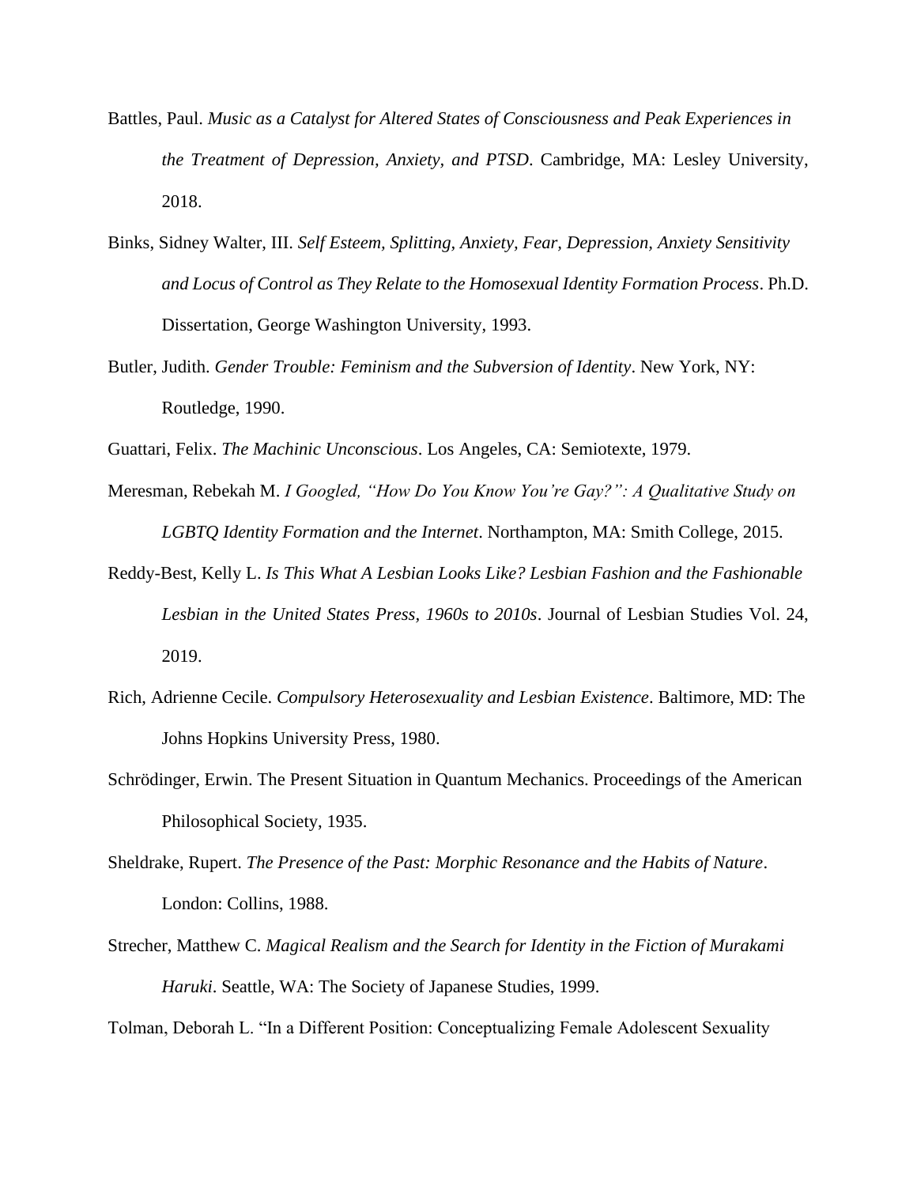Battles, Paul. *Music as a Catalyst for Altered States of Consciousness and Peak Experiences in the Treatment of Depression, Anxiety, and PTSD*. Cambridge, MA: Lesley University, 2018.

Binks, Sidney Walter, III. *Self Esteem, Splitting, Anxiety, Fear, Depression, Anxiety Sensitivity and Locus of Control as They Relate to the Homosexual Identity Formation Process*. Ph.D. Dissertation, George Washington University, 1993.

Butler, Judith. *Gender Trouble: Feminism and the Subversion of Identity*. New York, NY: Routledge, 1990.

Guattari, Felix. *The Machinic Unconscious*. Los Angeles, CA: Semiotexte, 1979.

Meresman, Rebekah M. *I Googled, "How Do You Know You're Gay?": A Qualitative Study on LGBTQ Identity Formation and the Internet*. Northampton, MA: Smith College, 2015.

Reddy-Best, Kelly L. *Is This What A Lesbian Looks Like? Lesbian Fashion and the Fashionable Lesbian in the United States Press, 1960s to 2010s*. Journal of Lesbian Studies Vol. 24, 2019.

Rich, Adrienne Cecile. *Compulsory Heterosexuality and Lesbian Existence*. Baltimore, MD: The Johns Hopkins University Press, 1980.

Schrödinger, Erwin. The Present Situation in Quantum Mechanics. Proceedings of the American Philosophical Society, 1935.

Sheldrake, Rupert. *The Presence of the Past: Morphic Resonance and the Habits of Nature*. London: Collins, 1988.

Strecher, Matthew C. *Magical Realism and the Search for Identity in the Fiction of Murakami Haruki*. Seattle, WA: The Society of Japanese Studies, 1999.

Tolman, Deborah L. "In a Different Position: Conceptualizing Female Adolescent Sexuality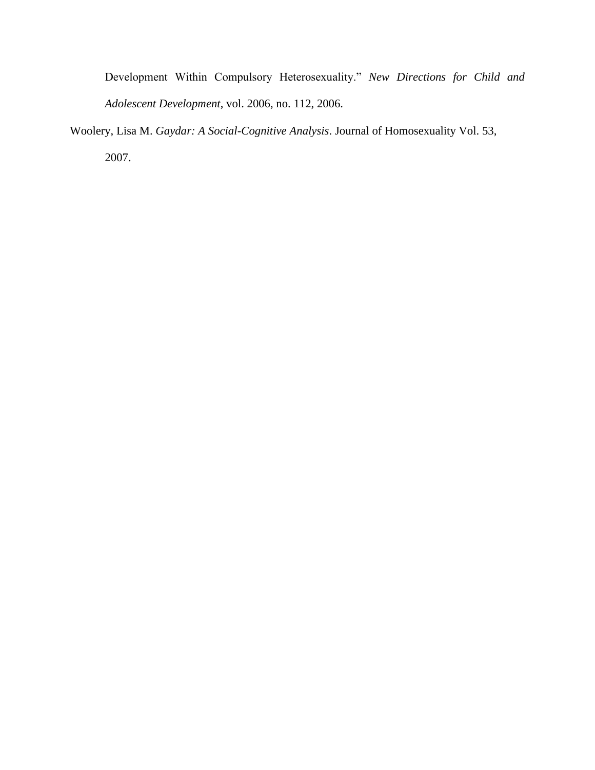Development Within Compulsory Heterosexuality." *New Directions for Child and Adolescent Development*, vol. 2006, no. 112, 2006.

Woolery, Lisa M. *Gaydar: A Social-Cognitive Analysis*. Journal of Homosexuality Vol. 53, 2007.